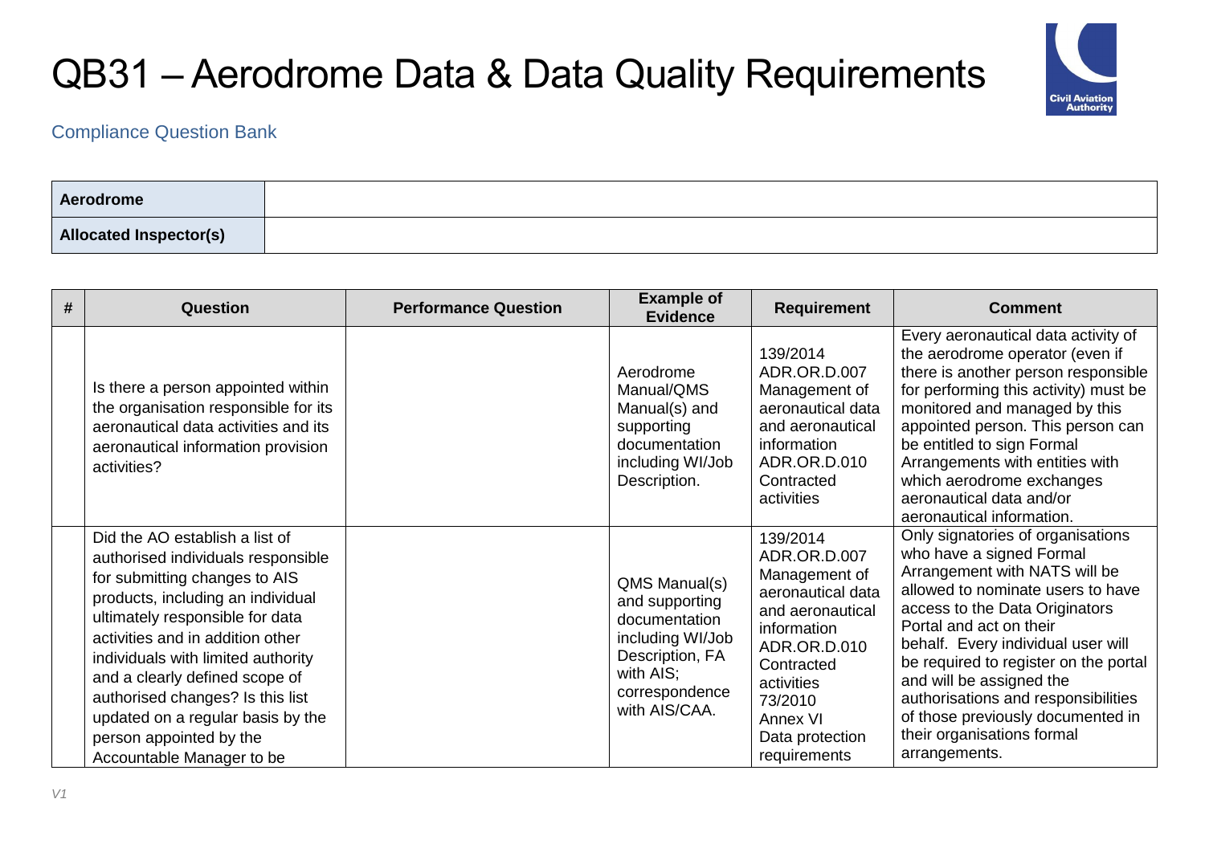# QB31 – Aerodrome Data & Data Quality Requirements

Compliance Question Bank

| Aerodrome | |
|---|---|
| **Allocated Inspector(s)** | |

| # | Question | Performance Question | Example of Evidence | Requirement | Comment |
|---|---|---|---|---|---|
| | Is there a person appointed within the organisation responsible for its aeronautical data activities and its aeronautical information provision activities? | | Aerodrome Manual/QMS Manual(s) and supporting documentation including WI/Job Description. | 139/2014 ADR.OR.D.007 Management of aeronautical data and aeronautical information ADR.OR.D.010 Contracted activities | Every aeronautical data activity of the aerodrome operator (even if there is another person responsible for performing this activity) must be monitored and managed by this appointed person. This person can be entitled to sign Formal Arrangements with entities with which aerodrome exchanges aeronautical data and/or aeronautical information. |
| | Did the AO establish a list of authorised individuals responsible for submitting changes to AIS products, including an individual ultimately responsible for data activities and in addition other individuals with limited authority and a clearly defined scope of authorised changes? Is this list updated on a regular basis by the person appointed by the Accountable Manager to be | | QMS Manual(s) and supporting documentation including WI/Job Description, FA with AIS; correspondence with AIS/CAA. | 139/2014 ADR.OR.D.007 Management of aeronautical data and aeronautical information ADR.OR.D.010 Contracted activities 73/2010 Annex VI Data protection requirements | Only signatories of organisations who have a signed Formal Arrangement with NATS will be allowed to nominate users to have access to the Data Originators Portal and act on their behalf. Every individual user will be required to register on the portal and will be assigned the authorisations and responsibilities of those previously documented in their organisations formal arrangements. |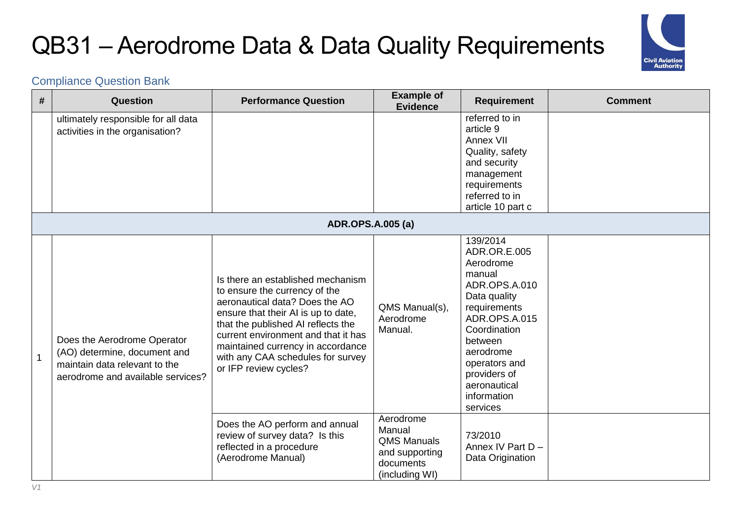# QB31 – Aerodrome Data & Data Quality Requirements

Compliance Question Bank

| # | Question | Performance Question | Example of Evidence | Requirement | Comment |
|---|---|---|---|---|---|
| | ultimately responsible for all data activities in the organisation? | | | referred to in article 9 Annex VII Quality, safety and security management requirements referred to in article 10 part c | |
| **ADR.OPS.A.005 (a)** | | | | | |
| 1 | Does the Aerodrome Operator (AO) determine, document and maintain data relevant to the aerodrome and available services? | Is there an established mechanism to ensure the currency of the aeronautical data? Does the AO ensure that their AI is up to date, that the published AI reflects the current environment and that it has maintained currency in accordance with any CAA schedules for survey or IFP review cycles? | QMS Manual(s), Aerodrome Manual. | 139/2014 ADR.OR.E.005 Aerodrome manual ADR.OPS.A.010 Data quality requirements ADR.OPS.A.015 Coordination between aerodrome operators and providers of aeronautical information services | |
| | | Does the AO perform and annual review of survey data? Is this reflected in a procedure (Aerodrome Manual) | Aerodrome Manual QMS Manuals and supporting documents (including WI) | 73/2010 Annex IV Part D – Data Origination | |

*V1*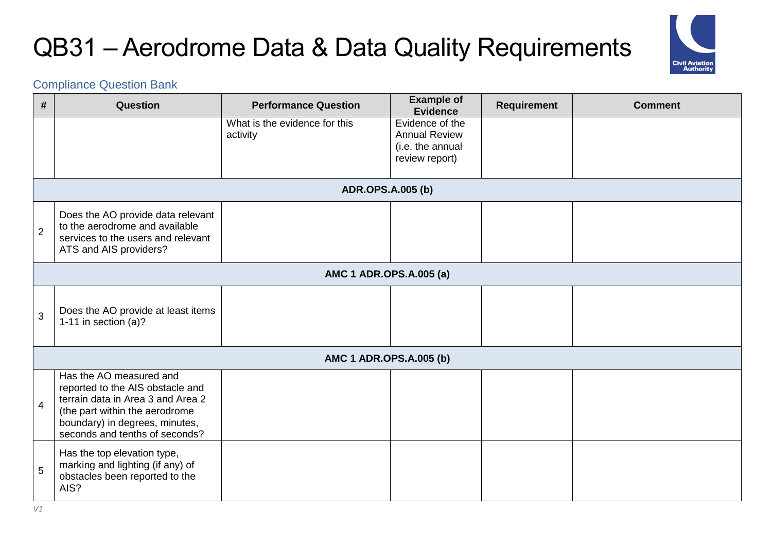# QB31 – Aerodrome Data & Data Quality Requirements

Compliance Question Bank

| # | Question | Performance Question | Example of Evidence | Requirement | Comment |
|---|---|---|---|---|---|
| | | What is the evidence for this activity | Evidence of the Annual Review (i.e. the annual review report) | | |
| **ADR.OPS.A.005 (b)** | | | | | |
| 2 | Does the AO provide data relevant to the aerodrome and available services to the users and relevant ATS and AIS providers? | | | | |
| **AMC 1 ADR.OPS.A.005 (a)** | | | | | |
| 3 | Does the AO provide at least items 1-11 in section (a)? | | | | |
| **AMC 1 ADR.OPS.A.005 (b)** | | | | | |
| 4 | Has the AO measured and reported to the AIS obstacle and terrain data in Area 3 and Area 2 (the part within the aerodrome boundary) in degrees, minutes, seconds and tenths of seconds? | | | | |
| 5 | Has the top elevation type, marking and lighting (if any) of obstacles been reported to the AIS? | | | | |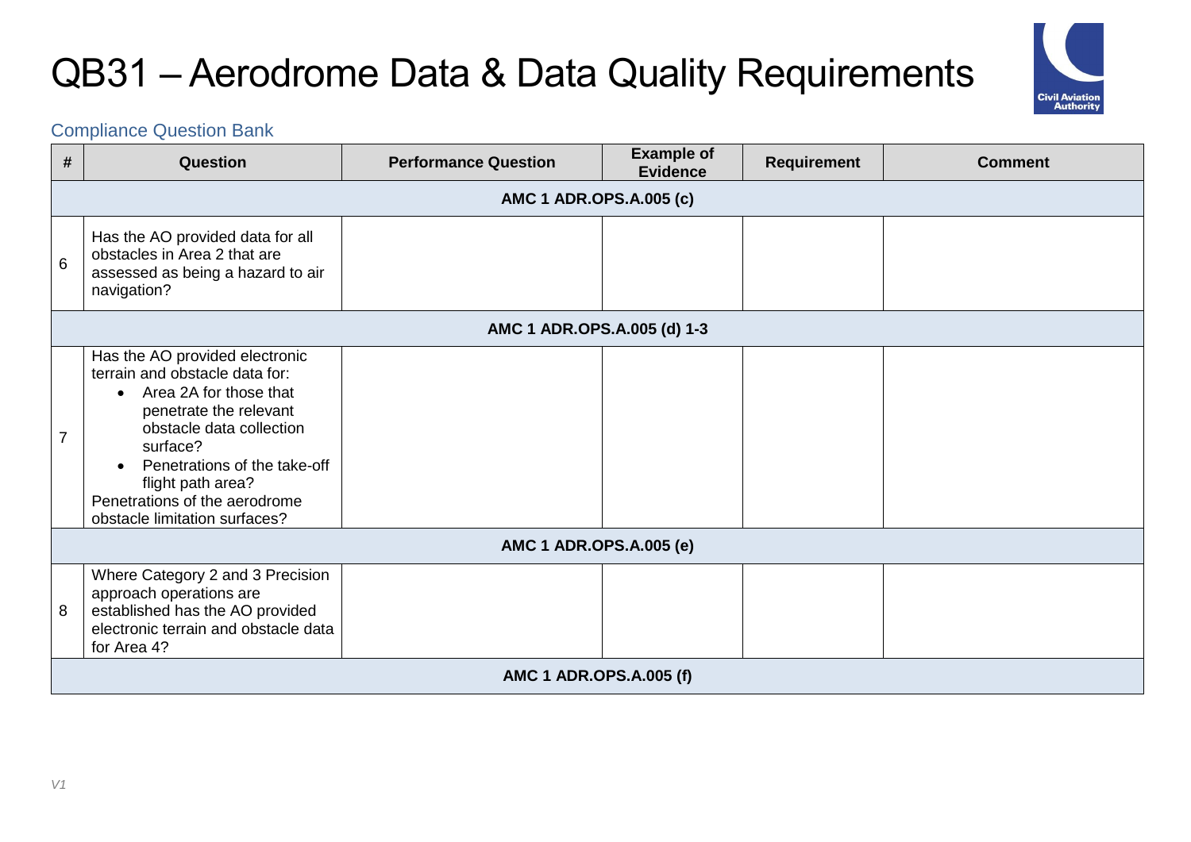# QB31 – Aerodrome Data & Data Quality Requirements

## Compliance Question Bank

| # | Question | Performance Question | Example of Evidence | Requirement | Comment |
|---|---|---|---|---|---|
| **AMC 1 ADR.OPS.A.005 (c)** | | | | | |
| 6 | Has the AO provided data for all obstacles in Area 2 that are assessed as being a hazard to air navigation? | | | | |
| **AMC 1 ADR.OPS.A.005 (d) 1-3** | | | | | |
| 7 | Has the AO provided electronic terrain and obstacle data for:<br>• Area 2A for those that penetrate the relevant obstacle data collection surface?<br>• Penetrations of the take-off flight path area?<br>Penetrations of the aerodrome obstacle limitation surfaces? | | | | |
| **AMC 1 ADR.OPS.A.005 (e)** | | | | | |
| 8 | Where Category 2 and 3 Precision approach operations are established has the AO provided electronic terrain and obstacle data for Area 4? | | | | |
| **AMC 1 ADR.OPS.A.005 (f)** | | | | | |

*V1*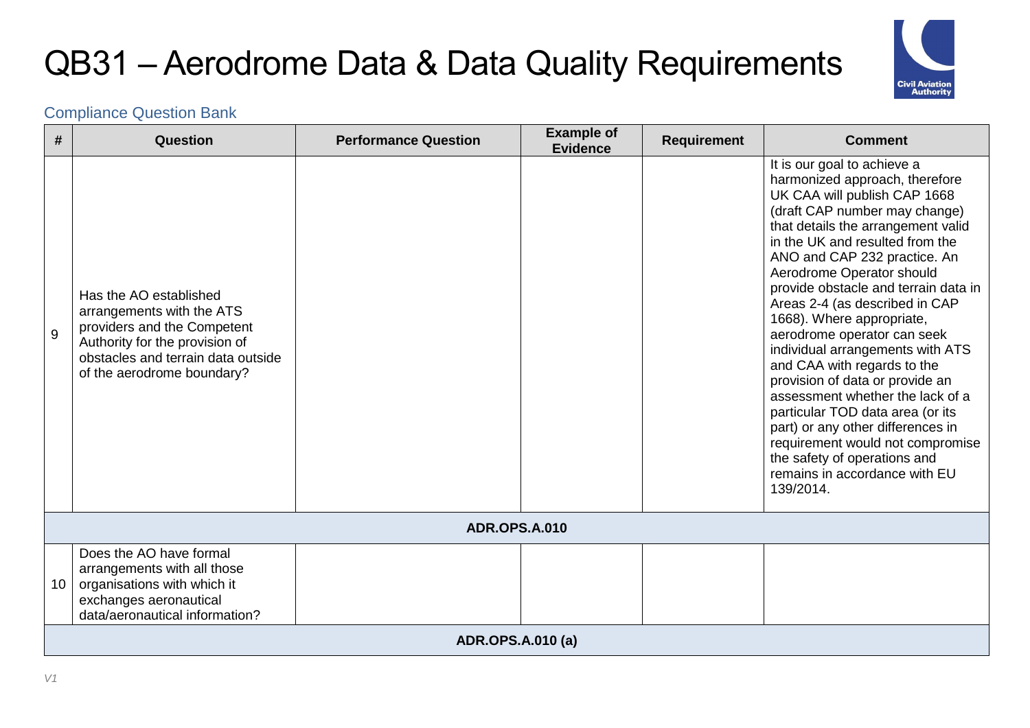# QB31 – Aerodrome Data & Data Quality Requirements

Compliance Question Bank

| # | Question | Performance Question | Example of Evidence | Requirement | Comment |
|---|---|---|---|---|---|
| 9 | Has the AO established arrangements with the ATS providers and the Competent Authority for the provision of obstacles and terrain data outside of the aerodrome boundary? | | | | It is our goal to achieve a harmonized approach, therefore UK CAA will publish CAP 1668 (draft CAP number may change) that details the arrangement valid in the UK and resulted from the ANO and CAP 232 practice. An Aerodrome Operator should provide obstacle and terrain data in Areas 2-4 (as described in CAP 1668). Where appropriate, aerodrome operator can seek individual arrangements with ATS and CAA with regards to the provision of data or provide an assessment whether the lack of a particular TOD data area (or its part) or any other differences in requirement would not compromise the safety of operations and remains in accordance with EU 139/2014. |
| **ADR.OPS.A.010** | | | | | |
| 10 | Does the AO have formal arrangements with all those organisations with which it exchanges aeronautical data/aeronautical information? | | | | |
| **ADR.OPS.A.010 (a)** | | | | | |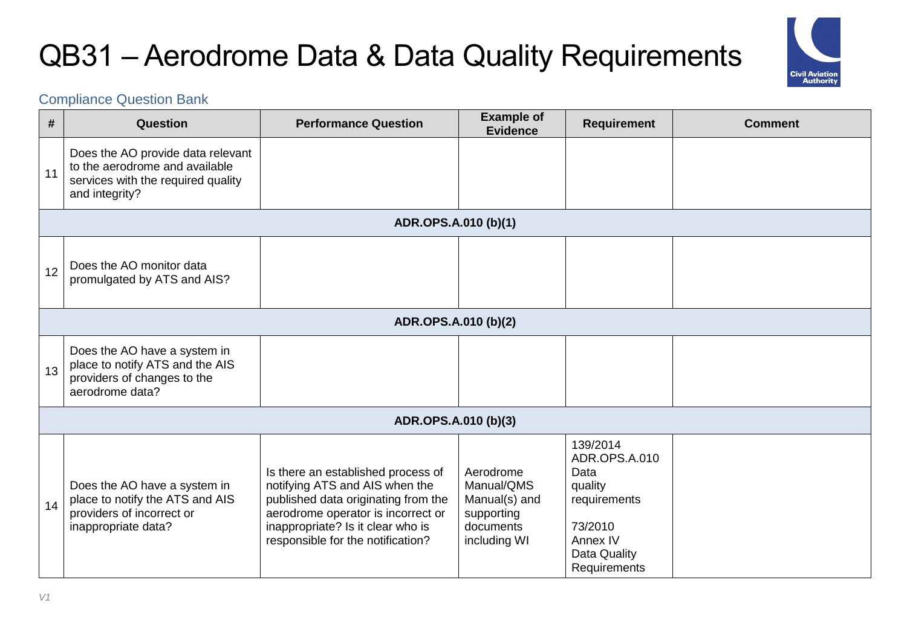# QB31 – Aerodrome Data & Data Quality Requirements

Compliance Question Bank

| # | Question | Performance Question | Example of Evidence | Requirement | Comment |
|---|---|---|---|---|---|
| 11 | Does the AO provide data relevant to the aerodrome and available services with the required quality and integrity? | | | | |
| **ADR.OPS.A.010 (b)(1)** | | | | | |
| 12 | Does the AO monitor data promulgated by ATS and AIS? | | | | |
| **ADR.OPS.A.010 (b)(2)** | | | | | |
| 13 | Does the AO have a system in place to notify ATS and the AIS providers of changes to the aerodrome data? | | | | |
| **ADR.OPS.A.010 (b)(3)** | | | | | |
| 14 | Does the AO have a system in place to notify the ATS and AIS providers of incorrect or inappropriate data? | Is there an established process of notifying ATS and AIS when the published data originating from the aerodrome operator is incorrect or inappropriate? Is it clear who is responsible for the notification? | Aerodrome Manual/QMS Manual(s) and supporting documents including WI | 139/2014 ADR.OPS.A.010 Data quality requirements<br><br>73/2010 Annex IV Data Quality Requirements | |

*V1*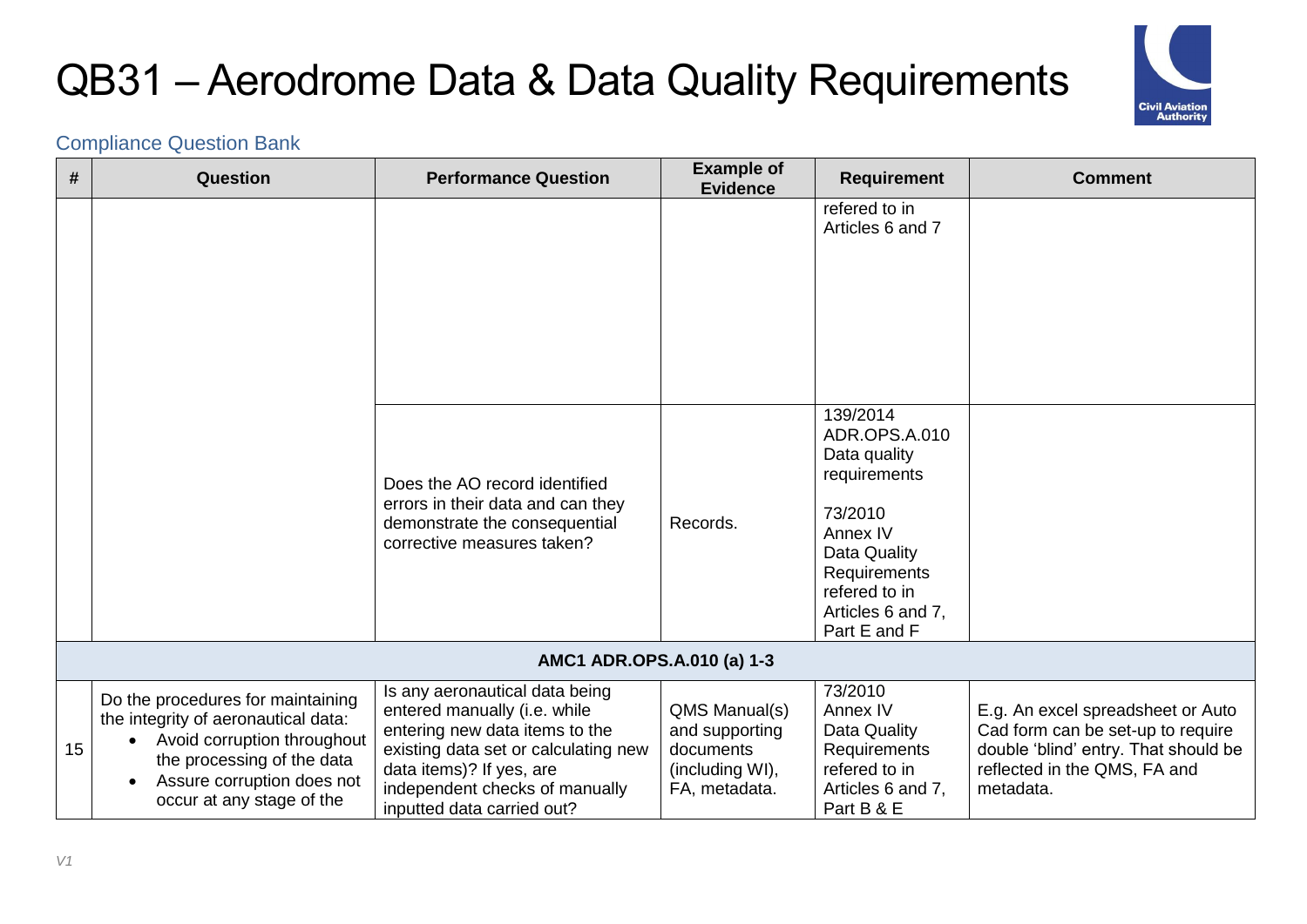# QB31 – Aerodrome Data & Data Quality Requirements

Compliance Question Bank

| # | Question | Performance Question | Example of Evidence | Requirement | Comment |
|---|---|---|---|---|---|
| | | | | refered to in Articles 6 and 7 | |
| | | Does the AO record identified errors in their data and can they demonstrate the consequential corrective measures taken? | Records. | 139/2014 ADR.OPS.A.010 Data quality requirements<br><br>73/2010 Annex IV Data Quality Requirements refered to in Articles 6 and 7, Part E and F | |
| **AMC1 ADR.OPS.A.010 (a) 1-3** | | | | | |
| 15 | Do the procedures for maintaining the integrity of aeronautical data:<br>• Avoid corruption throughout the processing of the data<br>• Assure corruption does not occur at any stage of the | Is any aeronautical data being entered manually (i.e. while entering new data items to the existing data set or calculating new data items)? If yes, are independent checks of manually inputted data carried out? | QMS Manual(s) and supporting documents (including WI), FA, metadata. | 73/2010 Annex IV Data Quality Requirements refered to in Articles 6 and 7, Part B & E | E.g. An excel spreadsheet or Auto Cad form can be set-up to require double 'blind' entry. That should be reflected in the QMS, FA and metadata. |

V1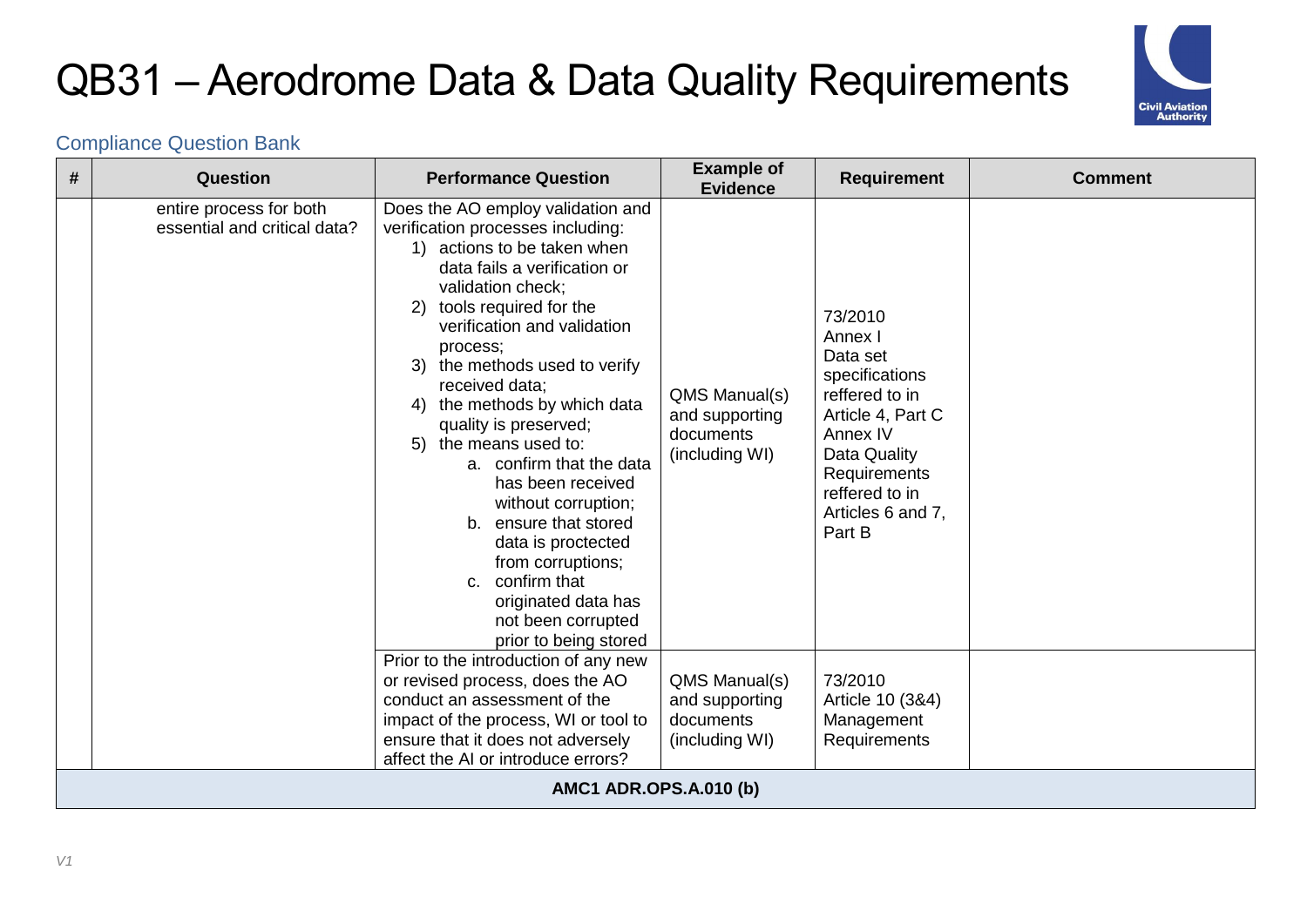# QB31 – Aerodrome Data & Data Quality Requirements

Compliance Question Bank

| # | Question | Performance Question | Example of Evidence | Requirement | Comment |
|---|---|---|---|---|---|
| | entire process for both essential and critical data? | Does the AO employ validation and verification processes including:<br>1) actions to be taken when data fails a verification or validation check;<br>2) tools required for the verification and validation process;<br>3) the methods used to verify received data;<br>4) the methods by which data quality is preserved;<br>5) the means used to:<br>a. confirm that the data has been received without corruption;<br>b. ensure that stored data is proctected from corruptions;<br>c. confirm that originated data has not been corrupted prior to being stored | QMS Manual(s) and supporting documents (including WI) | 73/2010 Annex I Data set specifications reffered to in Article 4, Part C Annex IV Data Quality Requirements reffered to in Articles 6 and 7, Part B | |
| | | Prior to the introduction of any new or revised process, does the AO conduct an assessment of the impact of the process, WI or tool to ensure that it does not adversely affect the AI or introduce errors? | QMS Manual(s) and supporting documents (including WI) | 73/2010 Article 10 (3&4) Management Requirements | |
| **AMC1 ADR.OPS.A.010 (b)** | | | | | |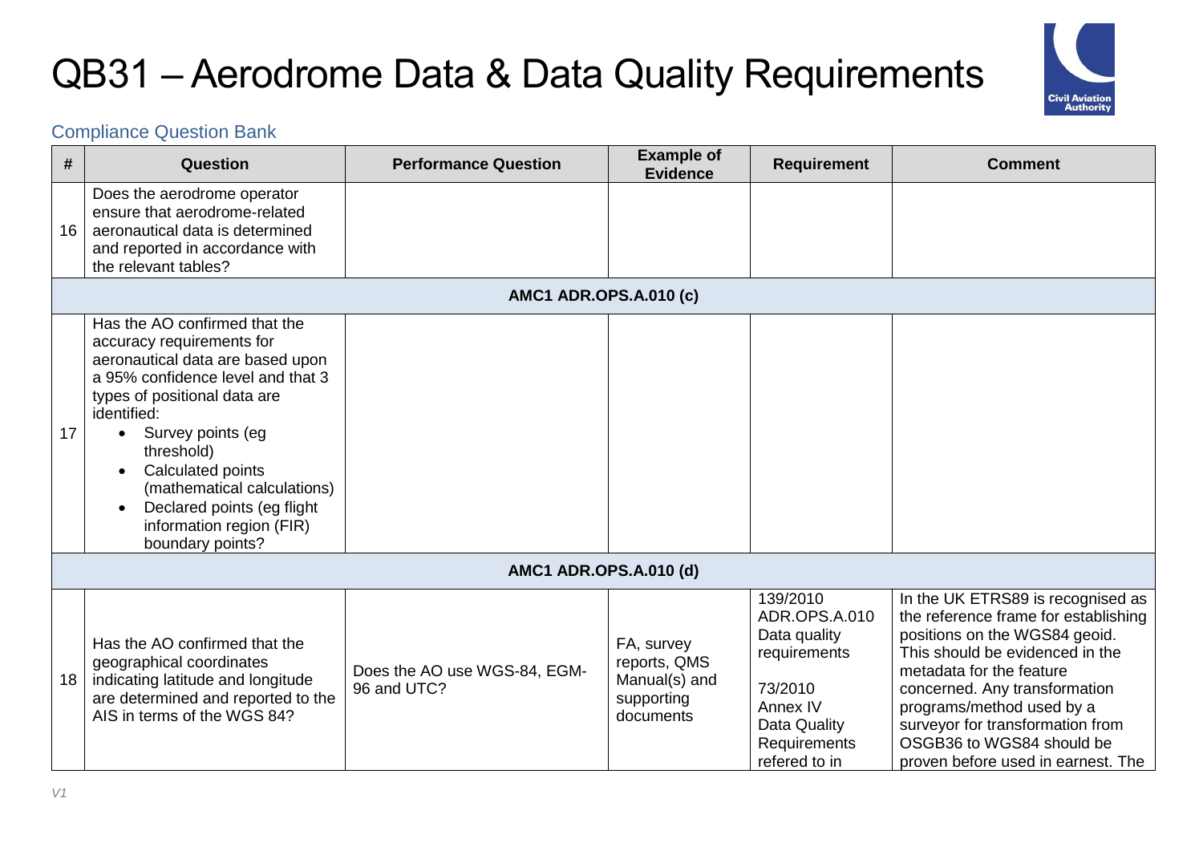# QB31 – Aerodrome Data & Data Quality Requirements

Compliance Question Bank

| # | Question | Performance Question | Example of Evidence | Requirement | Comment |
|---|---|---|---|---|---|
| 16 | Does the aerodrome operator ensure that aerodrome-related aeronautical data is determined and reported in accordance with the relevant tables? | | | | |
| | **AMC1 ADR.OPS.A.010 (c)** | | | | |
| 17 | Has the AO confirmed that the accuracy requirements for aeronautical data are based upon a 95% confidence level and that 3 types of positional data are identified: <br>• Survey points (eg threshold) <br>• Calculated points (mathematical calculations) <br>• Declared points (eg flight information region (FIR) boundary points? | | | | |
| | **AMC1 ADR.OPS.A.010 (d)** | | | | |
| 18 | Has the AO confirmed that the geographical coordinates indicating latitude and longitude are determined and reported to the AIS in terms of the WGS 84? | Does the AO use WGS-84, EGM-96 and UTC? | FA, survey reports, QMS Manual(s) and supporting documents | 139/2010 ADR.OPS.A.010 Data quality requirements <br><br>73/2010 Annex IV Data Quality Requirements refered to in | In the UK ETRS89 is recognised as the reference frame for establishing positions on the WGS84 geoid. This should be evidenced in the metadata for the feature concerned. Any transformation programs/method used by a surveyor for transformation from OSGB36 to WGS84 should be proven before used in earnest. The |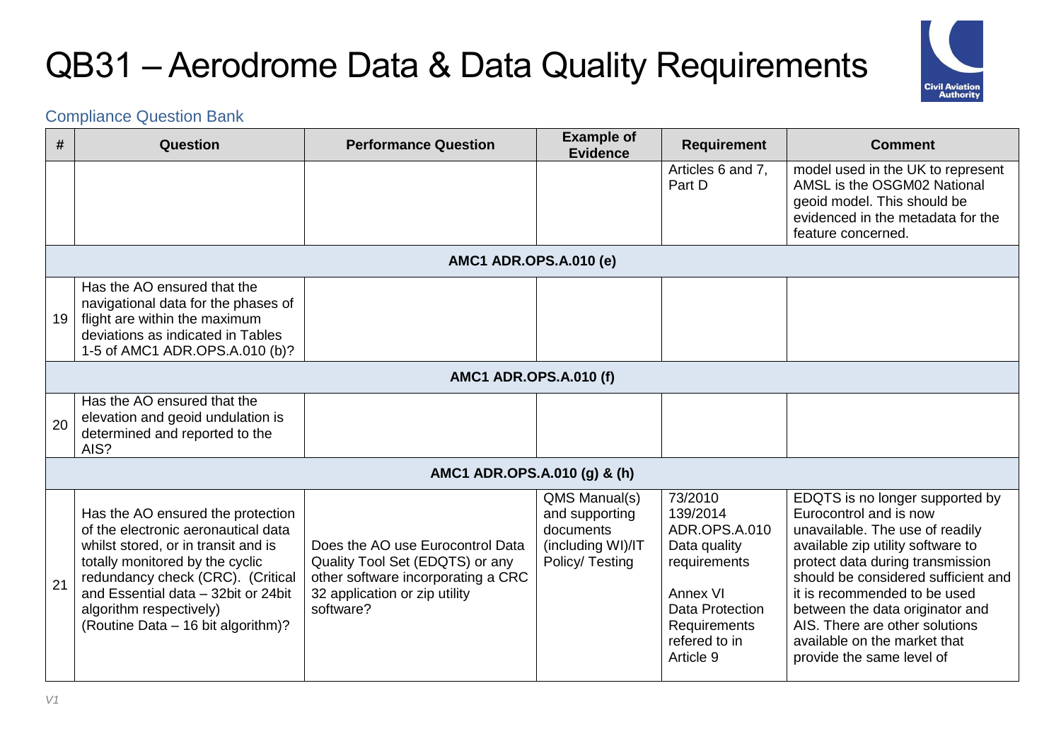# QB31 – Aerodrome Data & Data Quality Requirements

Compliance Question Bank

| # | Question | Performance Question | Example of Evidence | Requirement | Comment |
|---|---|---|---|---|---|
| | | | | Articles 6 and 7, Part D | model used in the UK to represent AMSL is the OSGM02 National geoid model. This should be evidenced in the metadata for the feature concerned. |
| **AMC1 ADR.OPS.A.010 (e)** | | | | | |
| 19 | Has the AO ensured that the navigational data for the phases of flight are within the maximum deviations as indicated in Tables 1-5 of AMC1 ADR.OPS.A.010 (b)? | | | | |
| **AMC1 ADR.OPS.A.010 (f)** | | | | | |
| 20 | Has the AO ensured that the elevation and geoid undulation is determined and reported to the AIS? | | | | |
| **AMC1 ADR.OPS.A.010 (g) & (h)** | | | | | |
| 21 | Has the AO ensured the protection of the electronic aeronautical data whilst stored, or in transit and is totally monitored by the cyclic redundancy check (CRC). (Critical and Essential data – 32bit or 24bit algorithm respectively) (Routine Data – 16 bit algorithm)? | Does the AO use Eurocontrol Data Quality Tool Set (EDQTS) or any other software incorporating a CRC 32 application or zip utility software? | QMS Manual(s) and supporting documents (including WI)/IT Policy/ Testing | 73/2010<br>139/2014<br>ADR.OPS.A.010 Data quality requirements<br><br>Annex VI Data Protection Requirements refered to in Article 9 | EDQTS is no longer supported by Eurocontrol and is now unavailable. The use of readily available zip utility software to protect data during transmission should be considered sufficient and it is recommended to be used between the data originator and AIS. There are other solutions available on the market that provide the same level of |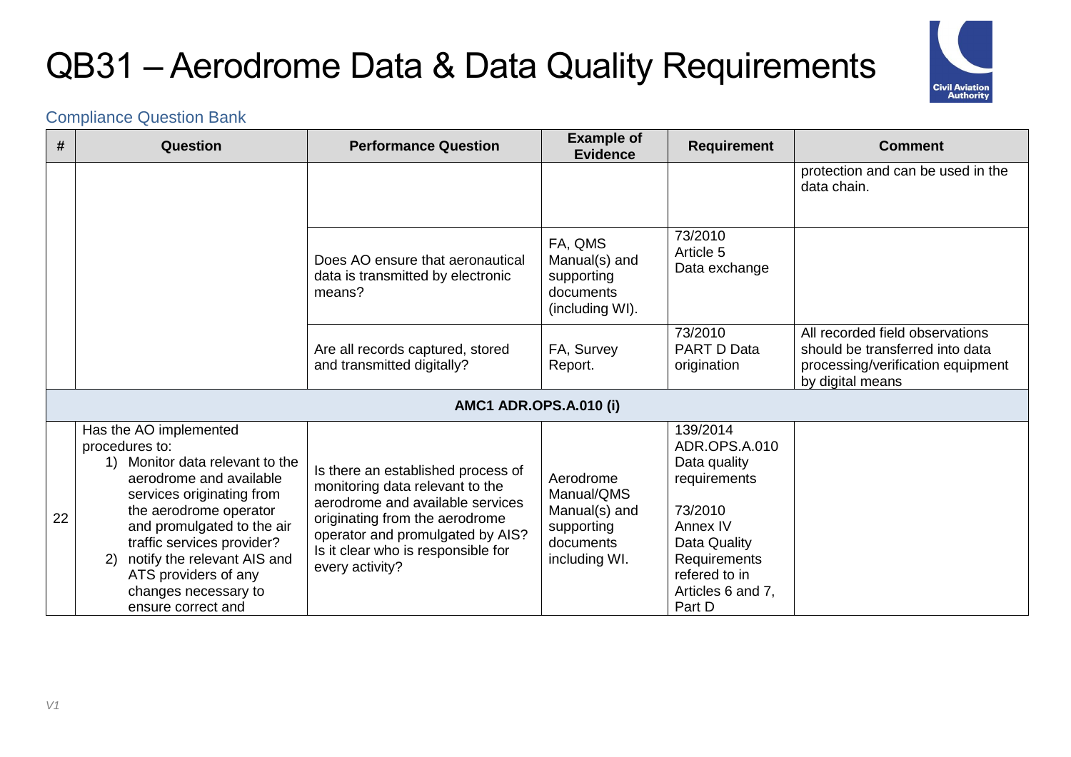# QB31 – Aerodrome Data & Data Quality Requirements

Compliance Question Bank

| # | Question | Performance Question | Example of Evidence | Requirement | Comment |
|---|---|---|---|---|---|
| | | | | | protection and can be used in the data chain. |
| | | Does AO ensure that aeronautical data is transmitted by electronic means? | FA, QMS Manual(s) and supporting documents (including WI). | 73/2010 Article 5 Data exchange | |
| | | Are all records captured, stored and transmitted digitally? | FA, Survey Report. | 73/2010 PART D Data origination | All recorded field observations should be transferred into data processing/verification equipment by digital means |
| **AMC1 ADR.OPS.A.010 (i)** | | | | | |
| 22 | Has the AO implemented procedures to:<br>1) Monitor data relevant to the aerodrome and available services originating from the aerodrome operator and promulgated to the air traffic services provider?<br>2) notify the relevant AIS and ATS providers of any changes necessary to ensure correct and | Is there an established process of monitoring data relevant to the aerodrome and available services originating from the aerodrome operator and promulgated by AIS? Is it clear who is responsible for every activity? | Aerodrome Manual/QMS Manual(s) and supporting documents including WI. | 139/2014 ADR.OPS.A.010 Data quality requirements<br><br>73/2010 Annex IV Data Quality Requirements refered to in Articles 6 and 7, Part D | |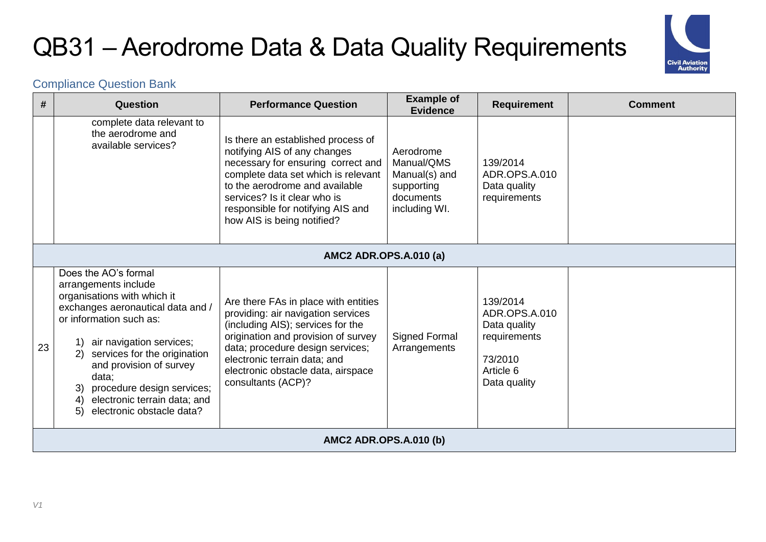# QB31 – Aerodrome Data & Data Quality Requirements

Compliance Question Bank

| # | Question | Performance Question | Example of Evidence | Requirement | Comment |
|---|---|---|---|---|---|
| | complete data relevant to the aerodrome and available services? | Is there an established process of notifying AIS of any changes necessary for ensuring correct and complete data set which is relevant to the aerodrome and available services? Is it clear who is responsible for notifying AIS and how AIS is being notified? | Aerodrome Manual/QMS Manual(s) and supporting documents including WI. | 139/2014 ADR.OPS.A.010 Data quality requirements | |
| **AMC2 ADR.OPS.A.010 (a)** | | | | | |
| 23 | Does the AO's formal arrangements include organisations with which it exchanges aeronautical data and / or information such as:<br><br>1) air navigation services;<br>2) services for the origination and provision of survey data;<br>3) procedure design services;<br>4) electronic terrain data; and<br>5) electronic obstacle data? | Are there FAs in place with entities providing: air navigation services (including AIS); services for the origination and provision of survey data; procedure design services; electronic terrain data; and electronic obstacle data, airspace consultants (ACP)? | Signed Formal Arrangements | 139/2014 ADR.OPS.A.010 Data quality requirements<br><br>73/2010 Article 6 Data quality | |
| **AMC2 ADR.OPS.A.010 (b)** | | | | | |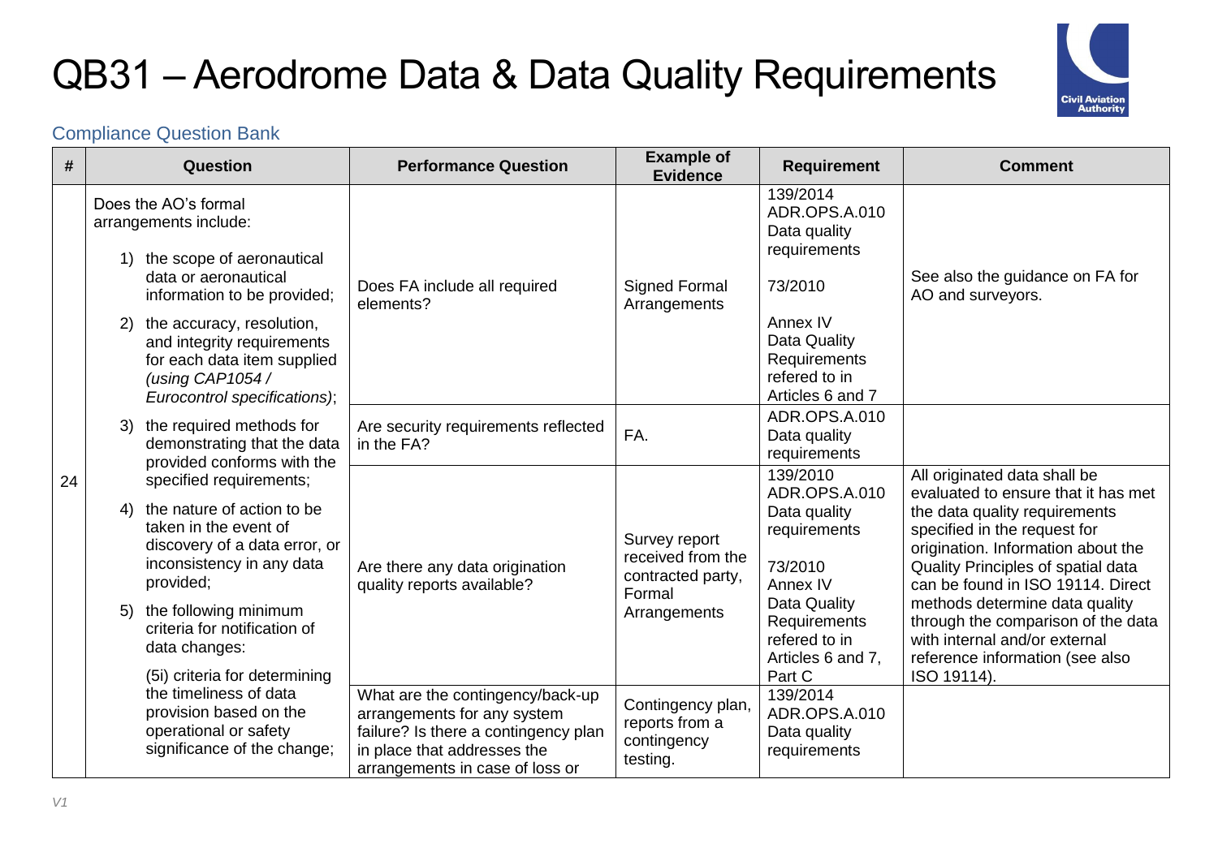# QB31 – Aerodrome Data & Data Quality Requirements

Compliance Question Bank

| # | Question | Performance Question | Example of Evidence | Requirement | Comment |
|---|---|---|---|---|---|
| 24 | Does the AO's formal arrangements include:<br>1) the scope of aeronautical data or aeronautical information to be provided;<br>2) the accuracy, resolution, and integrity requirements for each data item supplied *(using CAP1054 / Eurocontrol specifications)*;<br>3) the required methods for demonstrating that the data provided conforms with the specified requirements;<br>4) the nature of action to be taken in the event of discovery of a data error, or inconsistency in any data provided;<br>5) the following minimum criteria for notification of data changes:<br>(5i) criteria for determining the timeliness of data provision based on the operational or safety significance of the change; | Does FA include all required elements? | Signed Formal Arrangements | 139/2014 ADR.OPS.A.010 Data quality requirements<br><br>73/2010<br><br>Annex IV Data Quality Requirements refered to in Articles 6 and 7 | See also the guidance on FA for AO and surveyors. |
| | | Are security requirements reflected in the FA? | FA. | ADR.OPS.A.010 Data quality requirements | |
| | | Are there any data origination quality reports available? | Survey report received from the contracted party, Formal Arrangements | 139/2010 ADR.OPS.A.010 Data quality requirements<br><br>73/2010 Annex IV Data Quality Requirements refered to in Articles 6 and 7, Part C | All originated data shall be evaluated to ensure that it has met the data quality requirements specified in the request for origination. Information about the Quality Principles of spatial data can be found in ISO 19114. Direct methods determine data quality through the comparison of the data with internal and/or external reference information (see also ISO 19114). |
| | | What are the contingency/back-up arrangements for any system failure? Is there a contingency plan in place that addresses the arrangements in case of loss or | Contingency plan, reports from a contingency testing. | 139/2014 ADR.OPS.A.010 Data quality requirements | |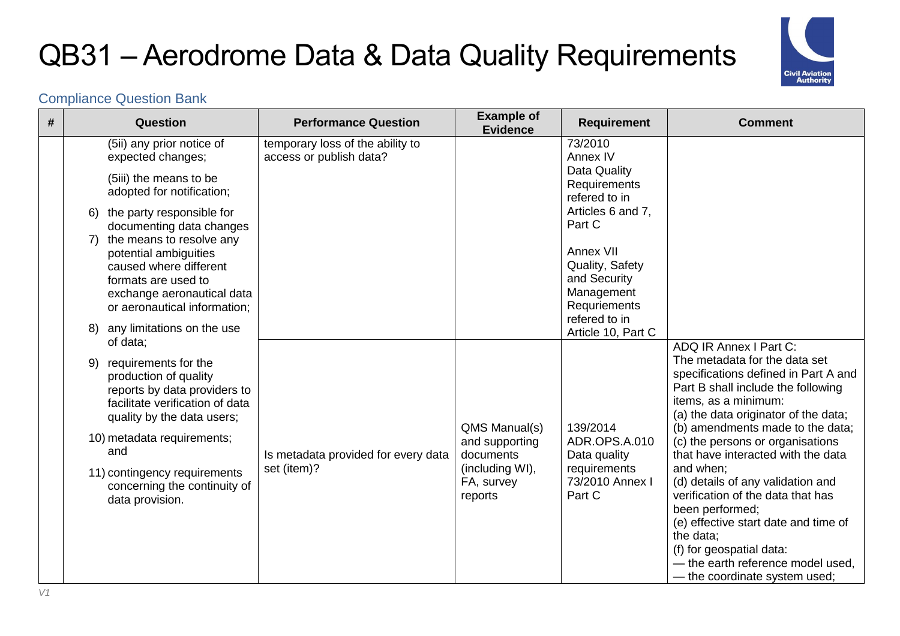# QB31 – Aerodrome Data & Data Quality Requirements

Compliance Question Bank

| # | Question | Performance Question | Example of Evidence | Requirement | Comment |
|---|---|---|---|---|---|
| | (5ii) any prior notice of expected changes;<br><br>(5iii) the means to be adopted for notification;<br><br>6) the party responsible for documenting data changes<br>7) the means to resolve any potential ambiguities caused where different formats are used to exchange aeronautical data or aeronautical information;<br><br>8) any limitations on the use of data;<br><br>9) requirements for the production of quality reports by data providers to facilitate verification of data quality by the data users;<br><br>10) metadata requirements; and<br><br>11) contingency requirements concerning the continuity of data provision. | temporary loss of the ability to access or publish data? | | 73/2010 Annex IV Data Quality Requirements refered to in Articles 6 and 7, Part C<br><br>Annex VII Quality, Safety and Security Management Requriements refered to in Article 10, Part C | |
| | | Is metadata provided for every data set (item)? | QMS Manual(s) and supporting documents (including WI), FA, survey reports | 139/2014 ADR.OPS.A.010 Data quality requirements 73/2010 Annex I Part C | ADQ IR Annex I Part C:<br>The metadata for the data set specifications defined in Part A and Part B shall include the following items, as a minimum:<br>(a) the data originator of the data;<br>(b) amendments made to the data;<br>(c) the persons or organisations that have interacted with the data and when;<br>(d) details of any validation and verification of the data that has been performed;<br>(e) effective start date and time of the data;<br>(f) for geospatial data:<br>— the earth reference model used,<br>— the coordinate system used; |

*V1*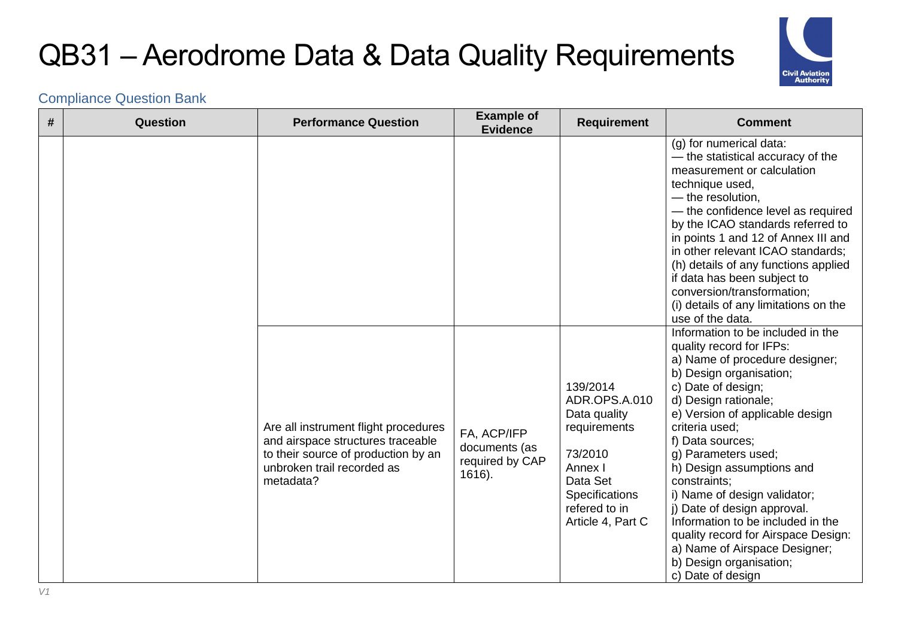# QB31 – Aerodrome Data & Data Quality Requirements

## Compliance Question Bank

| # | Question | Performance Question | Example of Evidence | Requirement | Comment |
|---|---|---|---|---|---|
| | | | | | (g) for numerical data:<br>— the statistical accuracy of the measurement or calculation technique used,<br>— the resolution,<br>— the confidence level as required by the ICAO standards referred to in points 1 and 12 of Annex III and in other relevant ICAO standards;<br>(h) details of any functions applied if data has been subject to conversion/transformation;<br>(i) details of any limitations on the use of the data. |
| | | Are all instrument flight procedures and airspace structures traceable to their source of production by an unbroken trail recorded as metadata? | FA, ACP/IFP documents (as required by CAP 1616). | 139/2014<br>ADR.OPS.A.010<br>Data quality requirements<br><br>73/2010<br>Annex I<br>Data Set Specifications refered to in Article 4, Part C | Information to be included in the quality record for IFPs:<br>a) Name of procedure designer;<br>b) Design organisation;<br>c) Date of design;<br>d) Design rationale;<br>e) Version of applicable design criteria used;<br>f) Data sources;<br>g) Parameters used;<br>h) Design assumptions and constraints;<br>i) Name of design validator;<br>j) Date of design approval.<br>Information to be included in the quality record for Airspace Design:<br>a) Name of Airspace Designer;<br>b) Design organisation;<br>c) Date of design |

*V1*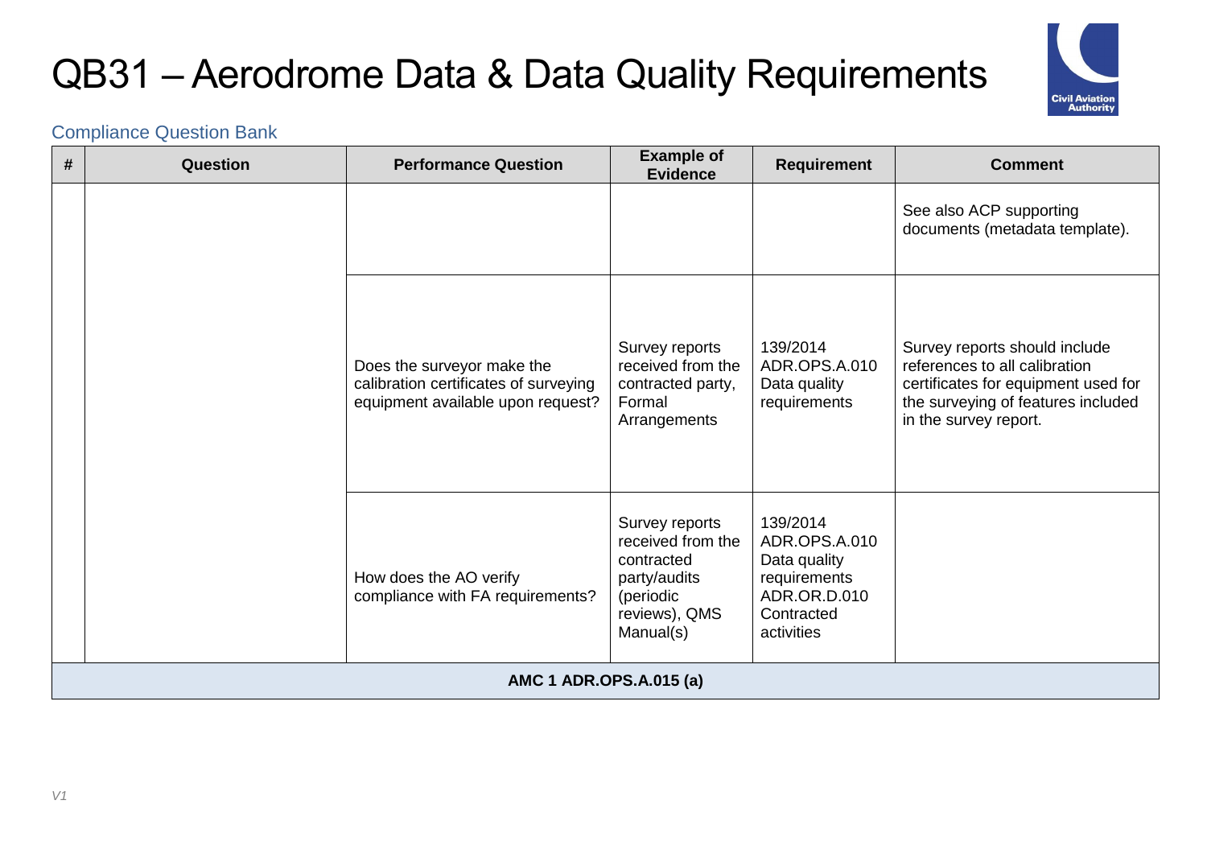# QB31 – Aerodrome Data & Data Quality Requirements

Compliance Question Bank

| # | Question | Performance Question | Example of Evidence | Requirement | Comment |
|---|---|---|---|---|---|
| | | | | | See also ACP supporting documents (metadata template). |
| | | Does the surveyor make the calibration certificates of surveying equipment available upon request? | Survey reports received from the contracted party, Formal Arrangements | 139/2014 ADR.OPS.A.010 Data quality requirements | Survey reports should include references to all calibration certificates for equipment used for the surveying of features included in the survey report. |
| | | How does the AO verify compliance with FA requirements? | Survey reports received from the contracted party/audits (periodic reviews), QMS Manual(s) | 139/2014 ADR.OPS.A.010 Data quality requirements ADR.OR.D.010 Contracted activities | |
| **AMC 1 ADR.OPS.A.015 (a)** | | | | | |

*V1*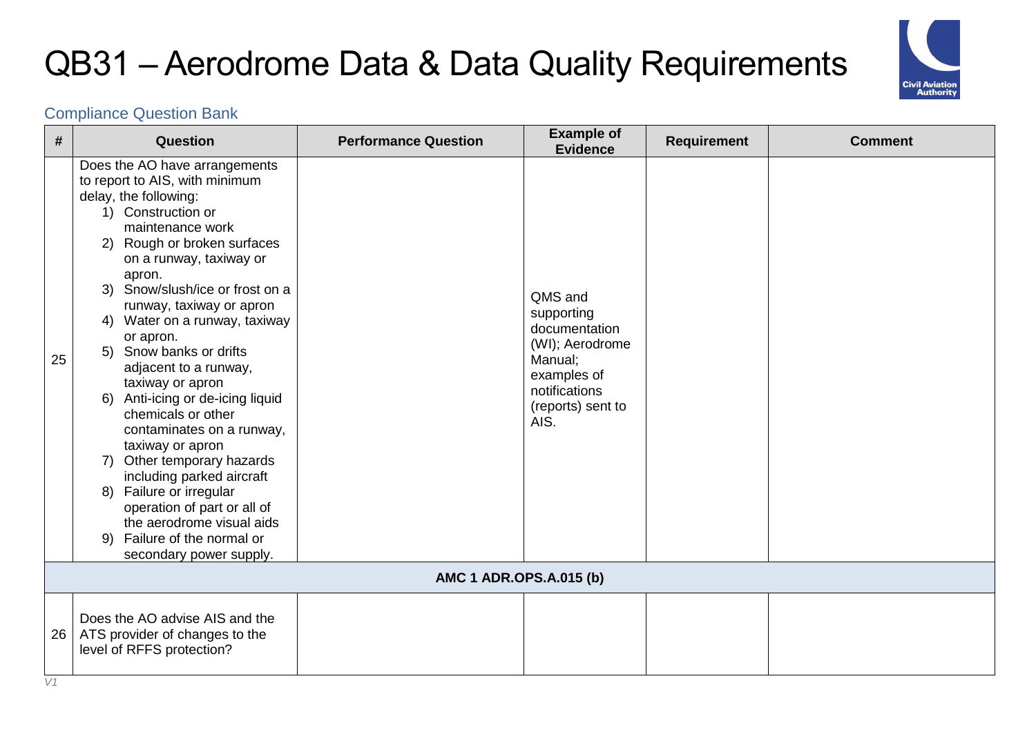# QB31 – Aerodrome Data & Data Quality Requirements

Compliance Question Bank

| # | Question | Performance Question | Example of Evidence | Requirement | Comment |
|---|---|---|---|---|---|
| 25 | Does the AO have arrangements to report to AIS, with minimum delay, the following:<br>1) Construction or maintenance work<br>2) Rough or broken surfaces on a runway, taxiway or apron.<br>3) Snow/slush/ice or frost on a runway, taxiway or apron<br>4) Water on a runway, taxiway or apron.<br>5) Snow banks or drifts adjacent to a runway, taxiway or apron<br>6) Anti-icing or de-icing liquid chemicals or other contaminates on a runway, taxiway or apron<br>7) Other temporary hazards including parked aircraft<br>8) Failure or irregular operation of part or all of the aerodrome visual aids<br>9) Failure of the normal or secondary power supply. | | QMS and supporting documentation (WI); Aerodrome Manual; examples of notifications (reports) sent to AIS. | | |
| | **AMC 1 ADR.OPS.A.015 (b)** | | | | |
| 26 | Does the AO advise AIS and the ATS provider of changes to the level of RFFS protection? | | | | |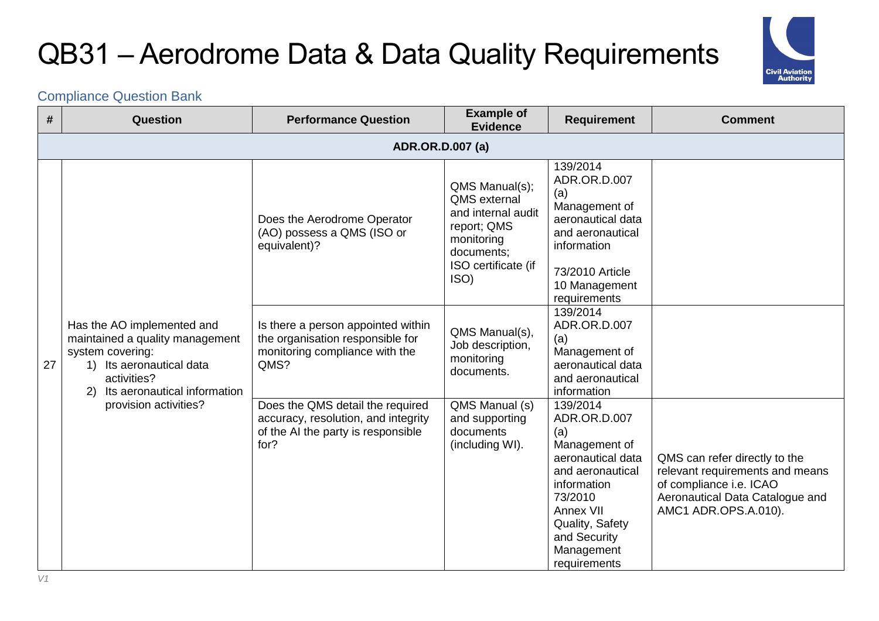# QB31 – Aerodrome Data & Data Quality Requirements

Compliance Question Bank

| # | Question | Performance Question | Example of Evidence | Requirement | Comment |
|---|---|---|---|---|---|
| **ADR.OR.D.007 (a)** | | | | | |
| 27 | Has the AO implemented and maintained a quality management system covering:<br>1) Its aeronautical data activities?<br>2) Its aeronautical information provision activities? | Does the Aerodrome Operator (AO) possess a QMS (ISO or equivalent)? | QMS Manual(s); QMS external and internal audit report; QMS monitoring documents; ISO certificate (if ISO) | 139/2014 ADR.OR.D.007 (a) Management of aeronautical data and aeronautical information<br><br>73/2010 Article 10 Management requirements | |
| | | Is there a person appointed within the organisation responsible for monitoring compliance with the QMS? | QMS Manual(s), Job description, monitoring documents. | 139/2014 ADR.OR.D.007 (a) Management of aeronautical data and aeronautical information | |
| | | Does the QMS detail the required accuracy, resolution, and integrity of the AI the party is responsible for? | QMS Manual (s) and supporting documents (including WI). | 139/2014 ADR.OR.D.007 (a) Management of aeronautical data and aeronautical information 73/2010 Annex VII Quality, Safety and Security Management requirements | QMS can refer directly to the relevant requirements and means of compliance i.e. ICAO Aeronautical Data Catalogue and AMC1 ADR.OPS.A.010). |

*V1*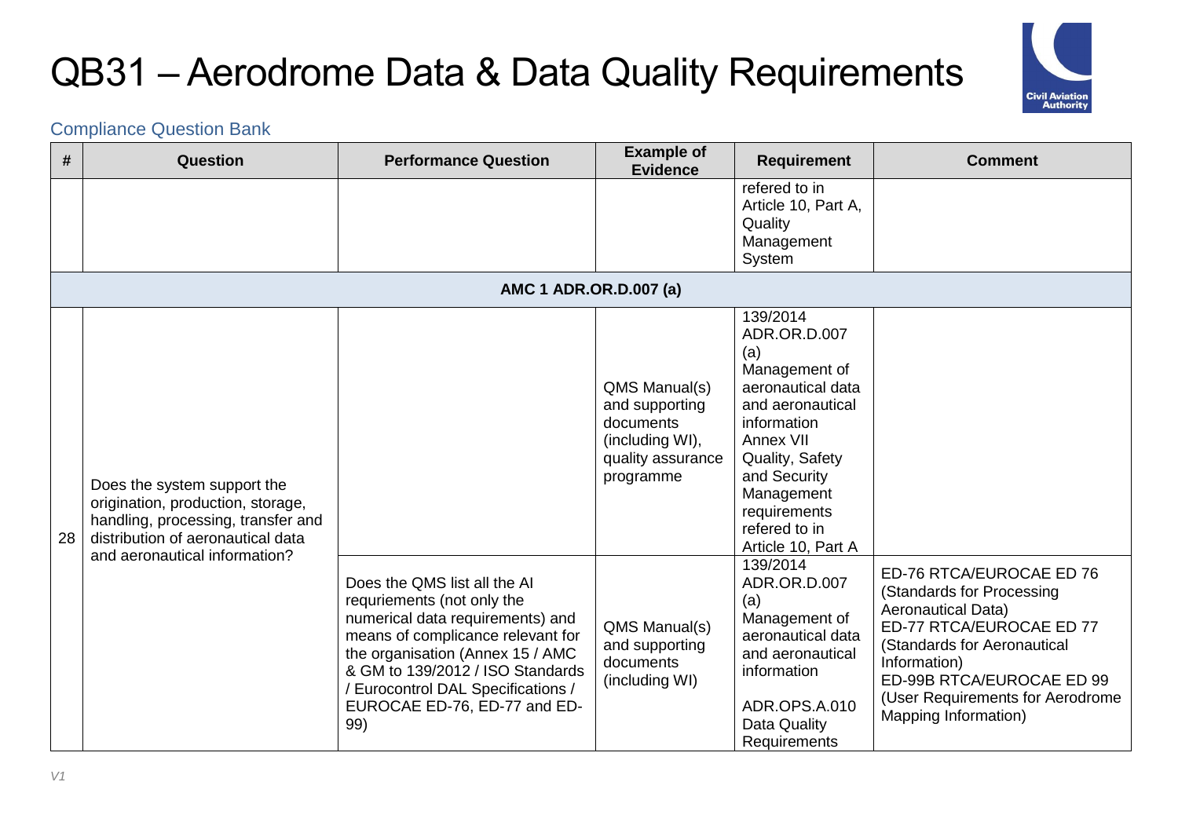# QB31 – Aerodrome Data & Data Quality Requirements

Compliance Question Bank

| # | Question | Performance Question | Example of Evidence | Requirement | Comment |
|---|---|---|---|---|---|
| | | | | refered to in Article 10, Part A, Quality Management System | |
| **AMC 1 ADR.OR.D.007 (a)** | | | | | |
| 28 | Does the system support the origination, production, storage, handling, processing, transfer and distribution of aeronautical data and aeronautical information? | | QMS Manual(s) and supporting documents (including WI), quality assurance programme | 139/2014 ADR.OR.D.007 (a) Management of aeronautical data and aeronautical information Annex VII Quality, Safety and Security Management requirements refered to in Article 10, Part A | |
| | | Does the QMS list all the AI requriements (not only the numerical data requirements) and means of complicance relevant for the organisation (Annex 15 / AMC & GM to 139/2012 / ISO Standards / Eurocontrol DAL Specifications / EUROCAE ED-76, ED-77 and ED-99) | QMS Manual(s) and supporting documents (including WI) | 139/2014 ADR.OR.D.007 (a) Management of aeronautical data and aeronautical information<br><br>ADR.OPS.A.010 Data Quality Requirements | ED-76 RTCA/EUROCAE ED 76 (Standards for Processing Aeronautical Data)<br>ED-77 RTCA/EUROCAE ED 77 (Standards for Aeronautical Information)<br>ED-99B RTCA/EUROCAE ED 99 (User Requirements for Aerodrome Mapping Information) |

*V1*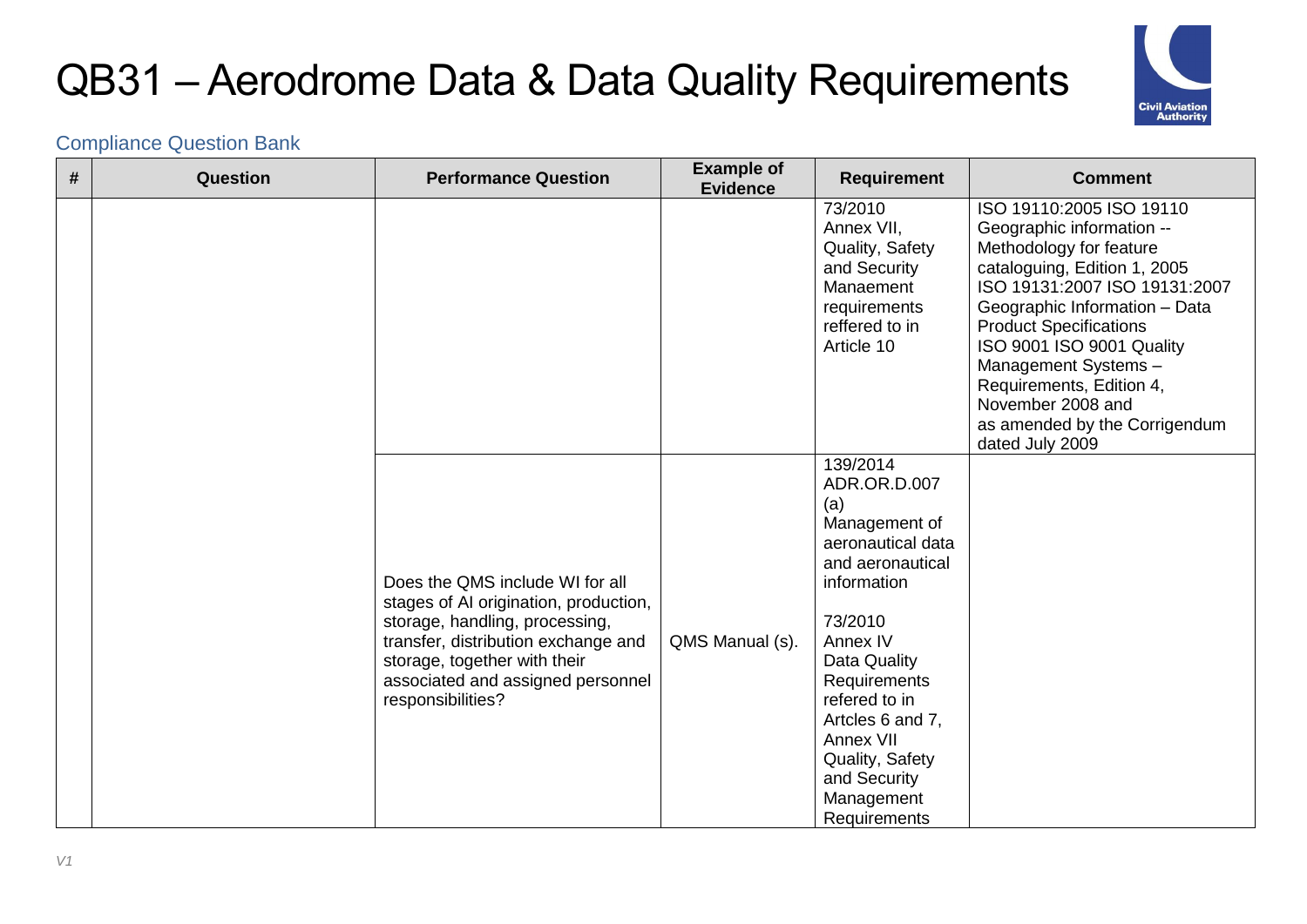# QB31 – Aerodrome Data & Data Quality Requirements

Compliance Question Bank

| # | Question | Performance Question | Example of Evidence | Requirement | Comment |
|---|---|---|---|---|---|
| | | | | 73/2010 Annex VII, Quality, Safety and Security Manaement requirements reffered to in Article 10 | ISO 19110:2005 ISO 19110 Geographic information -- Methodology for feature cataloguing, Edition 1, 2005 ISO 19131:2007 ISO 19131:2007 Geographic Information – Data Product Specifications ISO 9001 ISO 9001 Quality Management Systems – Requirements, Edition 4, November 2008 and as amended by the Corrigendum dated July 2009 |
| | | Does the QMS include WI for all stages of AI origination, production, storage, handling, processing, transfer, distribution exchange and storage, together with their associated and assigned personnel responsibilities? | QMS Manual (s). | 139/2014 ADR.OR.D.007 (a) Management of aeronautical data and aeronautical information<br><br>73/2010 Annex IV Data Quality Requirements refered to in Artcles 6 and 7, Annex VII Quality, Safety and Security Management Requirements | |

*V1*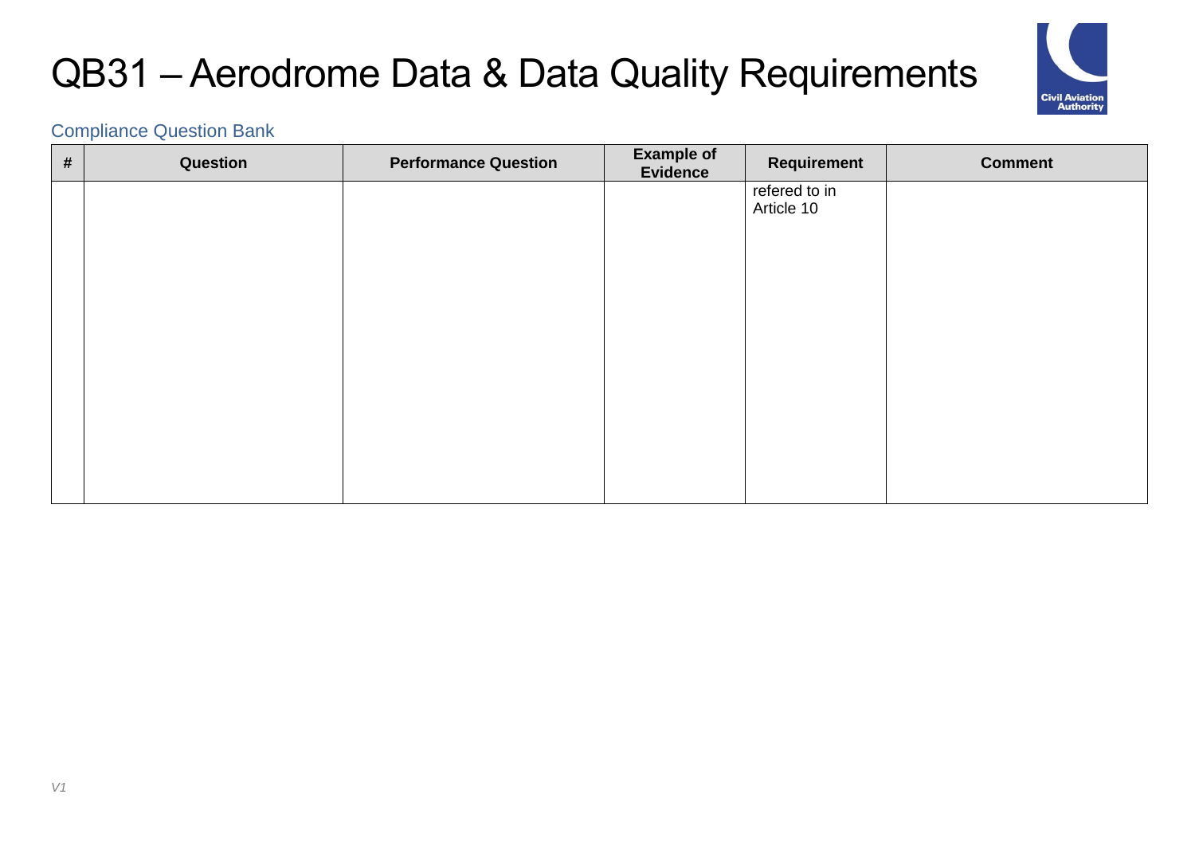# QB31 – Aerodrome Data & Data Quality Requirements

Compliance Question Bank

| # | Question | Performance Question | Example of Evidence | Requirement | Comment |
|---|---|---|---|---|---|
| | | | | refered to in Article 10 | |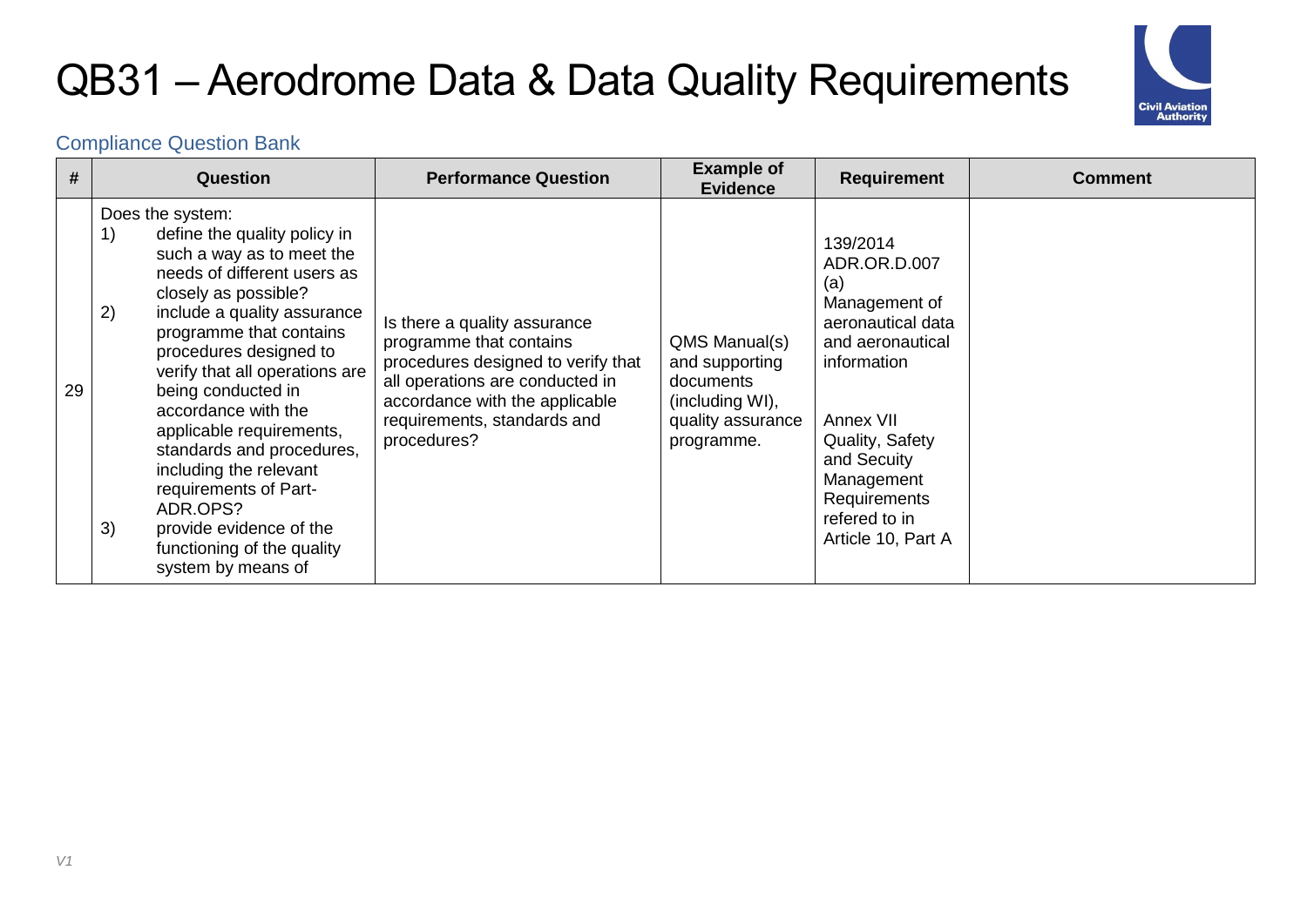# QB31 – Aerodrome Data & Data Quality Requirements

## Compliance Question Bank

| # | Question | Performance Question | Example of Evidence | Requirement | Comment |
|---|---|---|---|---|---|
| 29 | Does the system:<br>1) define the quality policy in such a way as to meet the needs of different users as closely as possible?<br>2) include a quality assurance programme that contains procedures designed to verify that all operations are being conducted in accordance with the applicable requirements, standards and procedures, including the relevant requirements of Part-ADR.OPS?<br>3) provide evidence of the functioning of the quality system by means of | Is there a quality assurance programme that contains procedures designed to verify that all operations are conducted in accordance with the applicable requirements, standards and procedures? | QMS Manual(s) and supporting documents (including WI), quality assurance programme. | 139/2014 ADR.OR.D.007 (a) Management of aeronautical data and aeronautical information<br><br>Annex VII Quality, Safety and Secuity Management Requirements refered to in Article 10, Part A | |

*V1*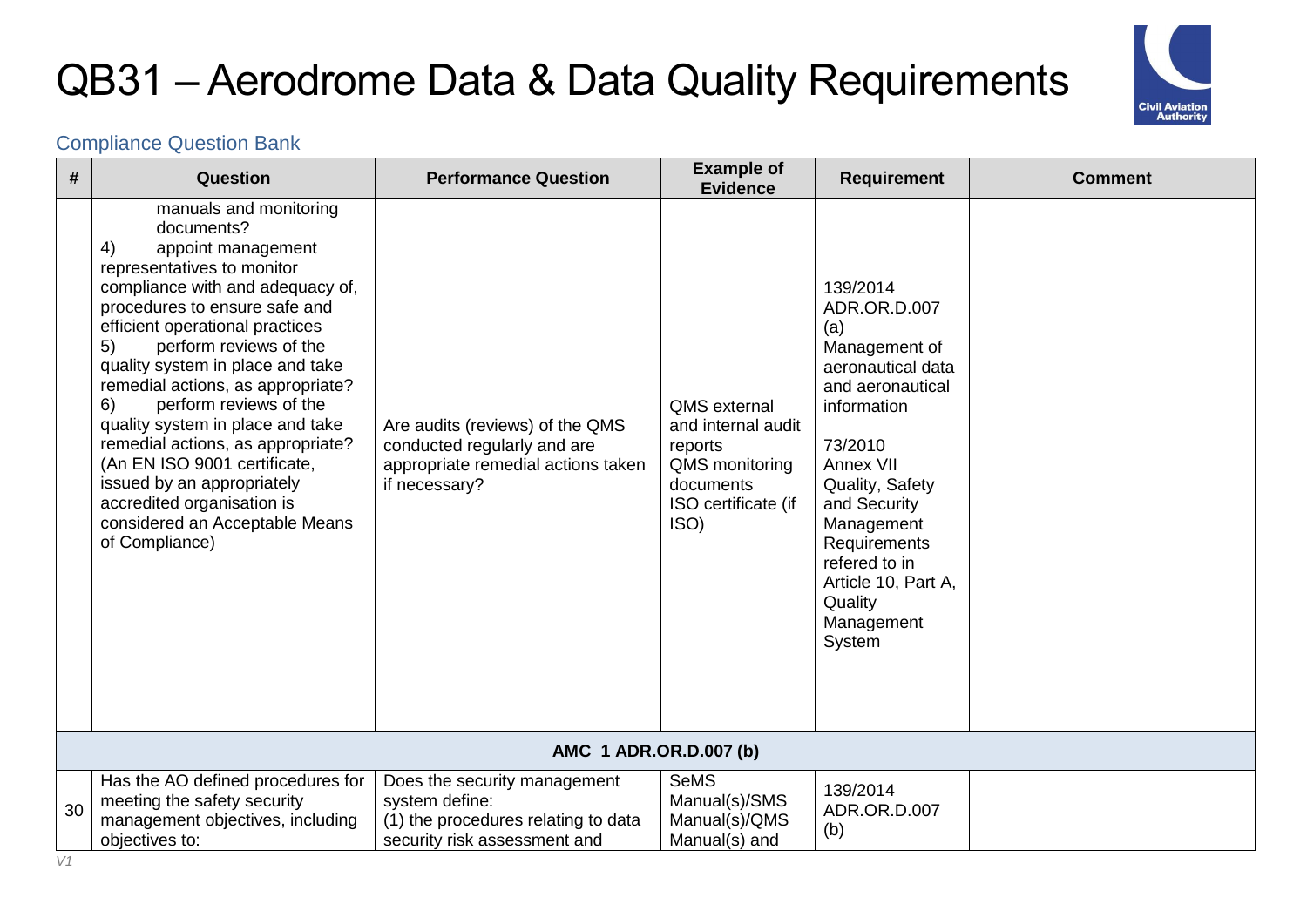# QB31 – Aerodrome Data & Data Quality Requirements

Compliance Question Bank

| # | Question | Performance Question | Example of Evidence | Requirement | Comment |
|---|---|---|---|---|---|
| | manuals and monitoring documents?<br>4) appoint management representatives to monitor compliance with and adequacy of, procedures to ensure safe and efficient operational practices<br>5) perform reviews of the quality system in place and take remedial actions, as appropriate?<br>6) perform reviews of the quality system in place and take remedial actions, as appropriate? (An EN ISO 9001 certificate, issued by an appropriately accredited organisation is considered an Acceptable Means of Compliance) | Are audits (reviews) of the QMS conducted regularly and are appropriate remedial actions taken if necessary? | QMS external and internal audit reports<br>QMS monitoring documents<br>ISO certificate (if ISO) | 139/2014 ADR.OR.D.007 (a) Management of aeronautical data and aeronautical information<br><br>73/2010 Annex VII Quality, Safety and Security Management Requirements refered to in Article 10, Part A, Quality Management System | |
| **AMC 1 ADR.OR.D.007 (b)** | | | | | |
| 30 | Has the AO defined procedures for meeting the safety security management objectives, including objectives to: | Does the security management system define:<br>(1) the procedures relating to data security risk assessment and | SeMS Manual(s)/SMS Manual(s)/QMS Manual(s) and | 139/2014 ADR.OR.D.007 (b) | |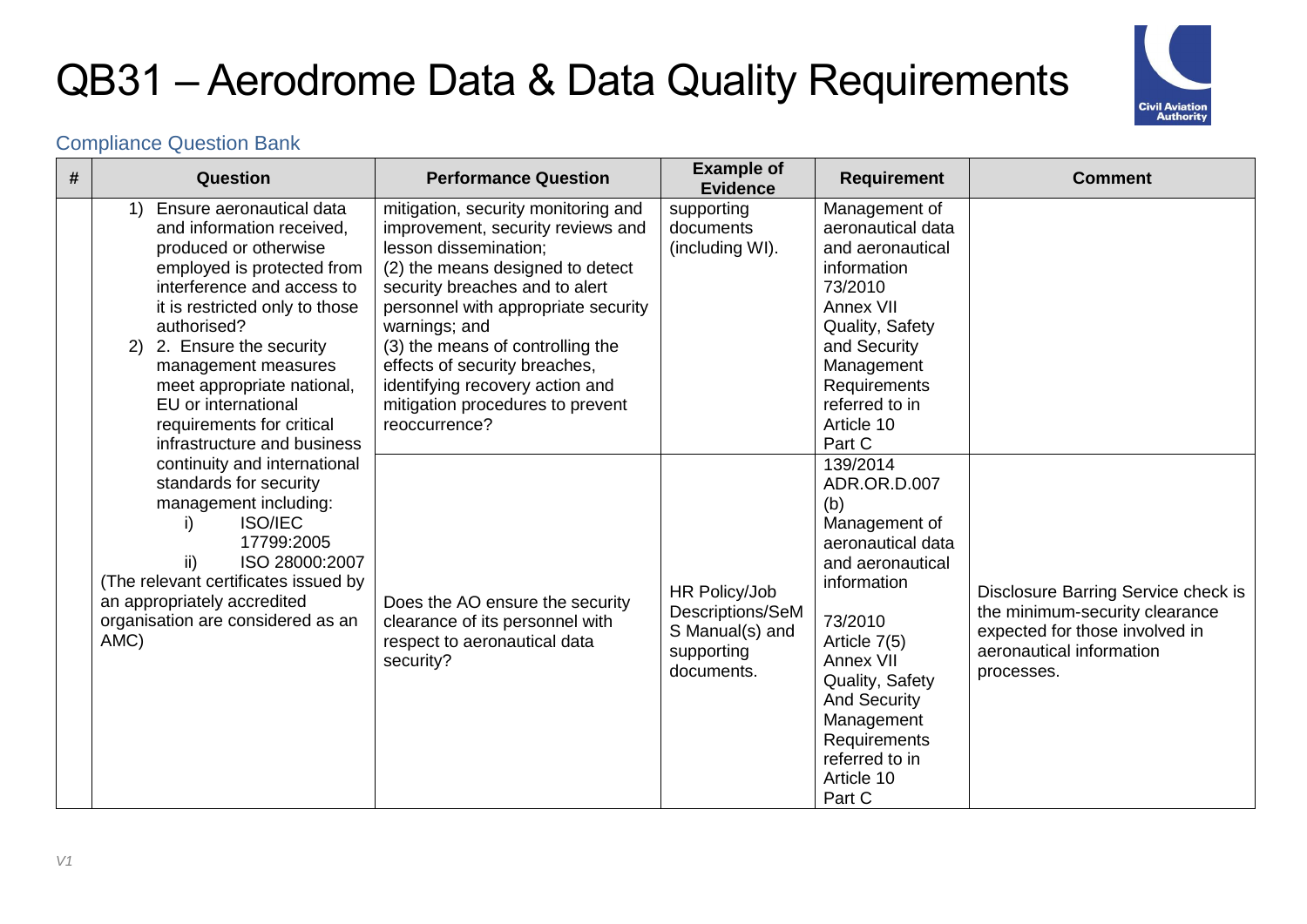# QB31 – Aerodrome Data & Data Quality Requirements

Compliance Question Bank

| # | Question | Performance Question | Example of Evidence | Requirement | Comment |
|---|---|---|---|---|---|
| | 1) Ensure aeronautical data and information received, produced or otherwise employed is protected from interference and access to it is restricted only to those authorised?<br>2) 2. Ensure the security management measures meet appropriate national, EU or international requirements for critical infrastructure and business continuity and international standards for security management including:<br>i) ISO/IEC 17799:2005<br>ii) ISO 28000:2007<br>(The relevant certificates issued by an appropriately accredited organisation are considered as an AMC) | mitigation, security monitoring and improvement, security reviews and lesson dissemination;<br>(2) the means designed to detect security breaches and to alert personnel with appropriate security warnings; and<br>(3) the means of controlling the effects of security breaches, identifying recovery action and mitigation procedures to prevent reoccurrence? | supporting documents (including WI). | Management of aeronautical data and aeronautical information<br>73/2010 Annex VII Quality, Safety and Security Management Requirements referred to in Article 10 Part C | |
| | | Does the AO ensure the security clearance of its personnel with respect to aeronautical data security? | HR Policy/Job Descriptions/SeMS Manual(s) and supporting documents. | 139/2014 ADR.OR.D.007 (b) Management of aeronautical data and aeronautical information<br><br>73/2010 Article 7(5) Annex VII Quality, Safety And Security Management Requirements referred to in Article 10 Part C | Disclosure Barring Service check is the minimum-security clearance expected for those involved in aeronautical information processes. |

*V1*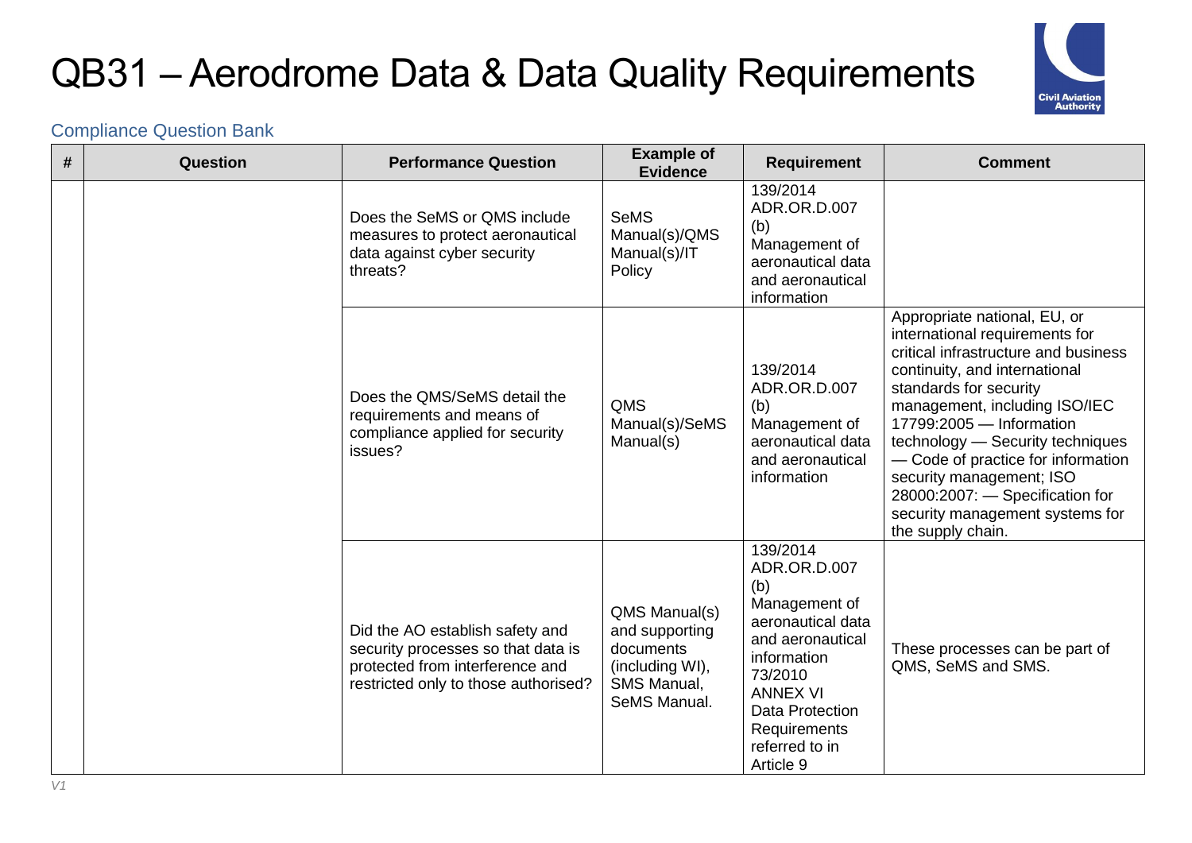# QB31 – Aerodrome Data & Data Quality Requirements

Compliance Question Bank

| # | Question | Performance Question | Example of Evidence | Requirement | Comment |
|---|---|---|---|---|---|
| | | Does the SeMS or QMS include measures to protect aeronautical data against cyber security threats? | SeMS Manual(s)/QMS Manual(s)/IT Policy | 139/2014 ADR.OR.D.007 (b) Management of aeronautical data and aeronautical information | |
| | | Does the QMS/SeMS detail the requirements and means of compliance applied for security issues? | QMS Manual(s)/SeMS Manual(s) | 139/2014 ADR.OR.D.007 (b) Management of aeronautical data and aeronautical information | Appropriate national, EU, or international requirements for critical infrastructure and business continuity, and international standards for security management, including ISO/IEC 17799:2005 — Information technology — Security techniques — Code of practice for information security management; ISO 28000:2007: — Specification for security management systems for the supply chain. |
| | | Did the AO establish safety and security processes so that data is protected from interference and restricted only to those authorised? | QMS Manual(s) and supporting documents (including WI), SMS Manual, SeMS Manual. | 139/2014 ADR.OR.D.007 (b) Management of aeronautical data and aeronautical information 73/2010 ANNEX VI Data Protection Requirements referred to in Article 9 | These processes can be part of QMS, SeMS and SMS. |

*V1*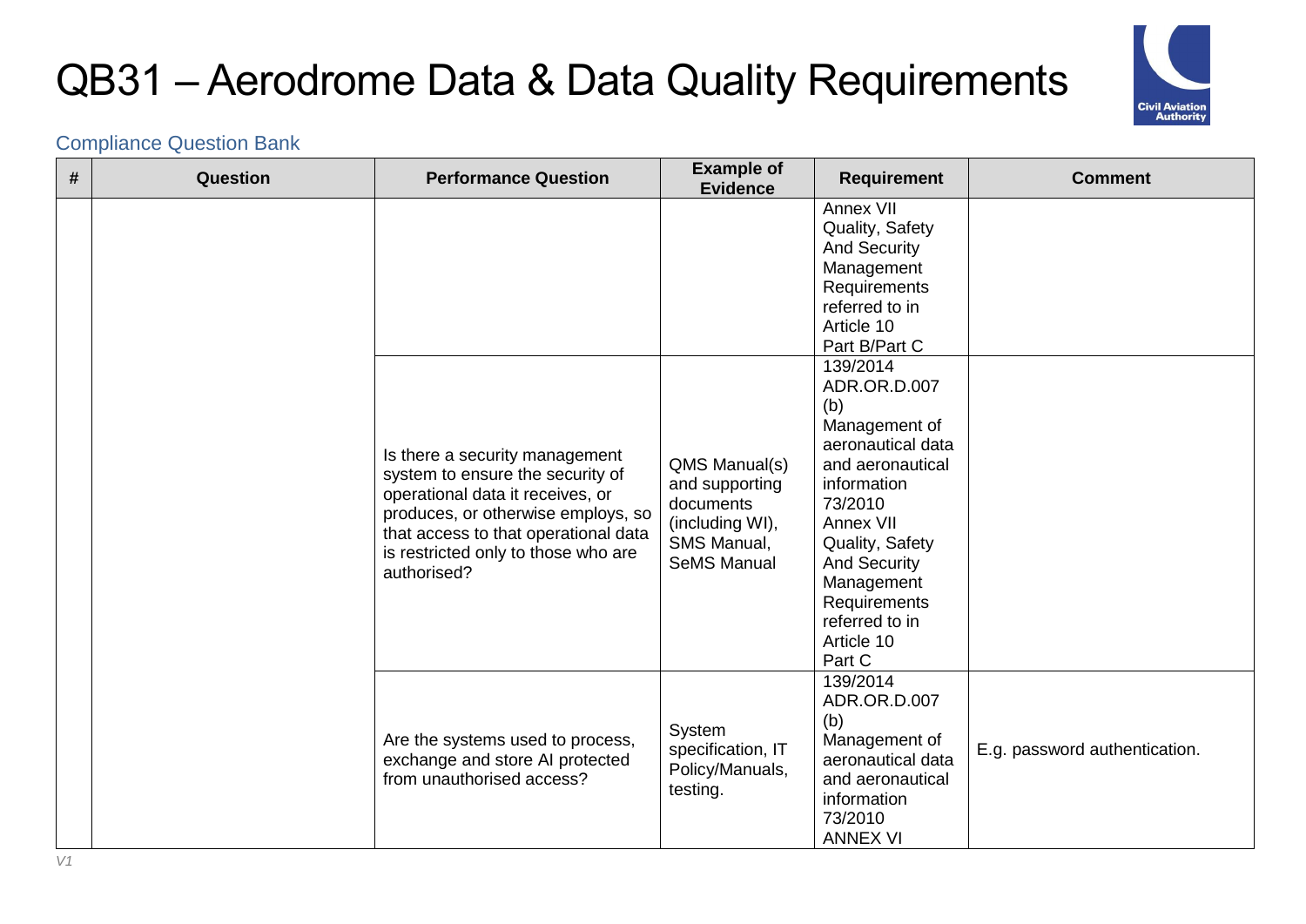# QB31 – Aerodrome Data & Data Quality Requirements

Compliance Question Bank

| # | Question | Performance Question | Example of Evidence | Requirement | Comment |
|---|---|---|---|---|---|
| | | | | Annex VII Quality, Safety And Security Management Requirements referred to in Article 10 Part B/Part C | |
| | | Is there a security management system to ensure the security of operational data it receives, or produces, or otherwise employs, so that access to that operational data is restricted only to those who are authorised? | QMS Manual(s) and supporting documents (including WI), SMS Manual, SeMS Manual | 139/2014 ADR.OR.D.007 (b) Management of aeronautical data and aeronautical information 73/2010 Annex VII Quality, Safety And Security Management Requirements referred to in Article 10 Part C | |
| | | Are the systems used to process, exchange and store AI protected from unauthorised access? | System specification, IT Policy/Manuals, testing. | 139/2014 ADR.OR.D.007 (b) Management of aeronautical data and aeronautical information 73/2010 ANNEX VI | E.g. password authentication. |

V1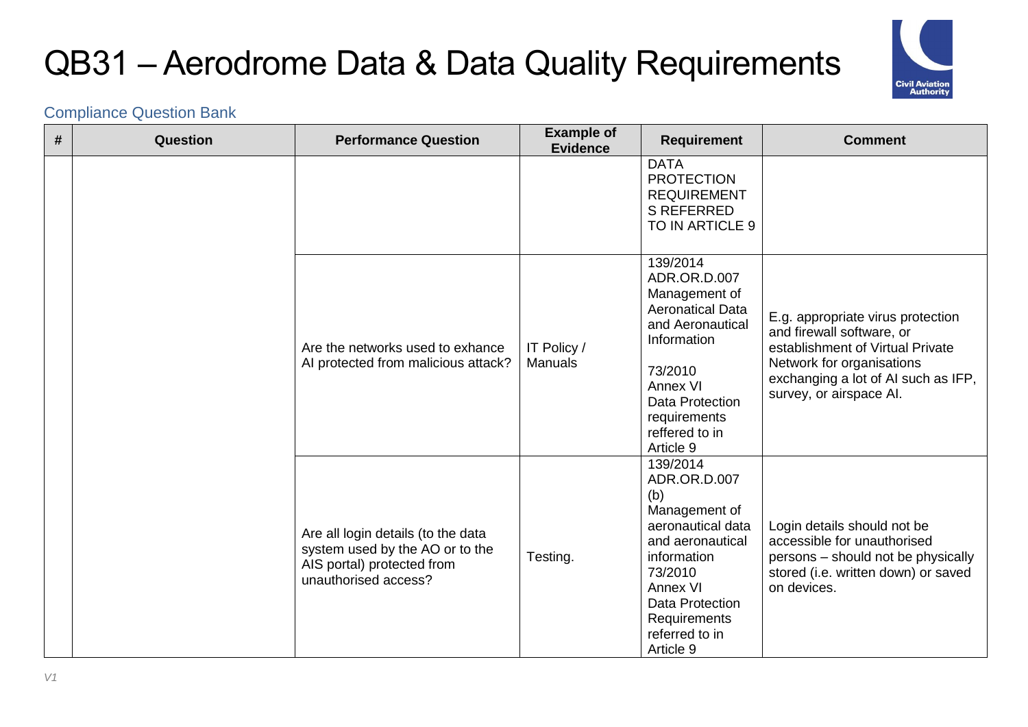# QB31 – Aerodrome Data & Data Quality Requirements

Compliance Question Bank

| # | Question | Performance Question | Example of Evidence | Requirement | Comment |
|---|---|---|---|---|---|
| | | | | DATA PROTECTION REQUIREMENTS REFERRED TO IN ARTICLE 9 | |
| | | Are the networks used to exhance AI protected from malicious attack? | IT Policy / Manuals | 139/2014 ADR.OR.D.007 Management of Aeronautical Data and Aeronautical Information<br><br>73/2010 Annex VI Data Protection requirements reffered to in Article 9 | E.g. appropriate virus protection and firewall software, or establishment of Virtual Private Network for organisations exchanging a lot of AI such as IFP, survey, or airspace AI. |
| | | Are all login details (to the data system used by the AO or to the AIS portal) protected from unauthorised access? | Testing. | 139/2014 ADR.OR.D.007 (b) Management of aeronautical data and aeronautical information 73/2010 Annex VI Data Protection Requirements referred to in Article 9 | Login details should not be accessible for unauthorised persons – should not be physically stored (i.e. written down) or saved on devices. |

*V1*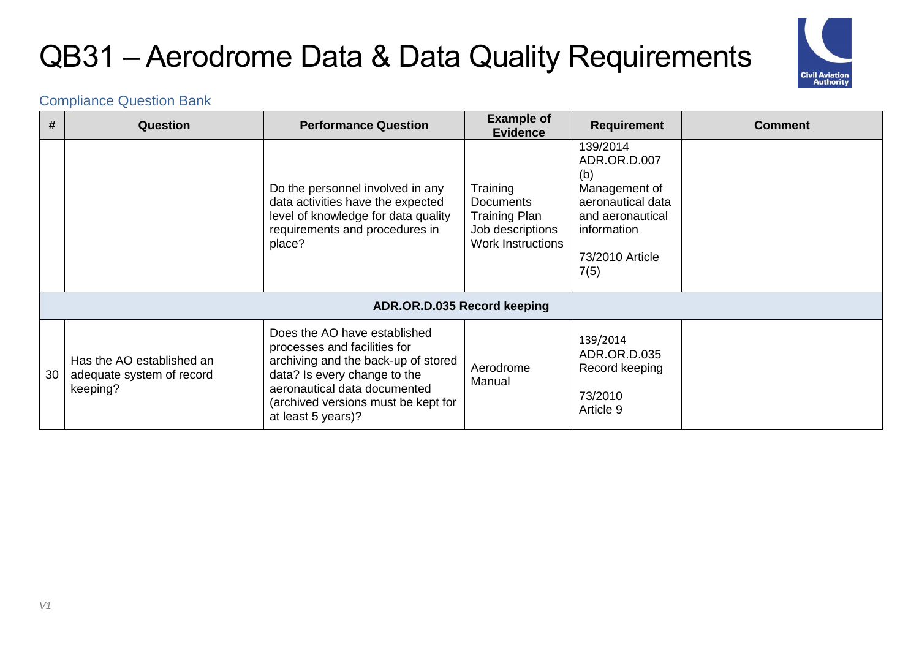# QB31 – Aerodrome Data & Data Quality Requirements

## Compliance Question Bank

| # | Question | Performance Question | Example of Evidence | Requirement | Comment |
|---|---|---|---|---|---|
| | | Do the personnel involved in any data activities have the expected level of knowledge for data quality requirements and procedures in place? | Training Documents<br>Training Plan<br>Job descriptions<br>Work Instructions | 139/2014 ADR.OR.D.007 (b) Management of aeronautical data and aeronautical information<br><br>73/2010 Article 7(5) | |
| **ADR.OR.D.035 Record keeping** | | | | | |
| 30 | Has the AO established an adequate system of record keeping? | Does the AO have established processes and facilities for archiving and the back-up of stored data? Is every change to the aeronautical data documented (archived versions must be kept for at least 5 years)? | Aerodrome Manual | 139/2014 ADR.OR.D.035 Record keeping<br><br>73/2010 Article 9 | |

*V1*